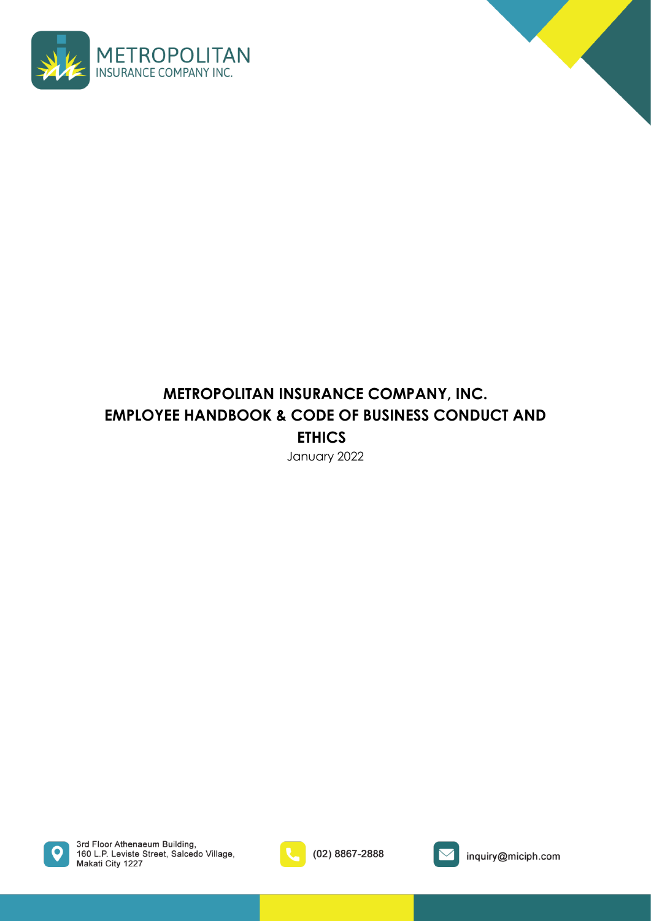METROPOLITAN
INSURANCE COMPANY INC.

# METROPOLITAN INSURANCE COMPANY, INC.
# EMPLOYEE HANDBOOK & CODE OF BUSINESS CONDUCT AND ETHICS

January 2022

3rd Floor Athenaeum Building,
160 L.P. Leviste Street, Salcedo Village,
Makati City 1227

(02) 8867-2888

inquiry@miciph.com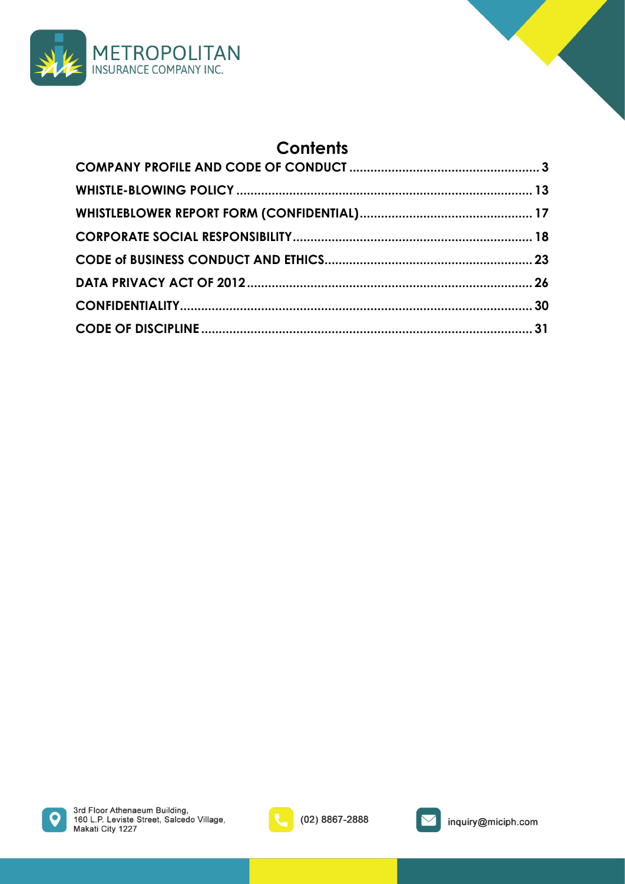# Contents

| | |
|---|---|
| COMPANY PROFILE AND CODE OF CONDUCT | 3 |
| WHISTLE-BLOWING POLICY | 13 |
| WHISTLEBLOWER REPORT FORM (CONFIDENTIAL) | 17 |
| CORPORATE SOCIAL RESPONSIBILITY | 18 |
| CODE of BUSINESS CONDUCT AND ETHICS | 23 |
| DATA PRIVACY ACT OF 2012 | 26 |
| CONFIDENTIALITY | 30 |
| CODE OF DISCIPLINE | 31 |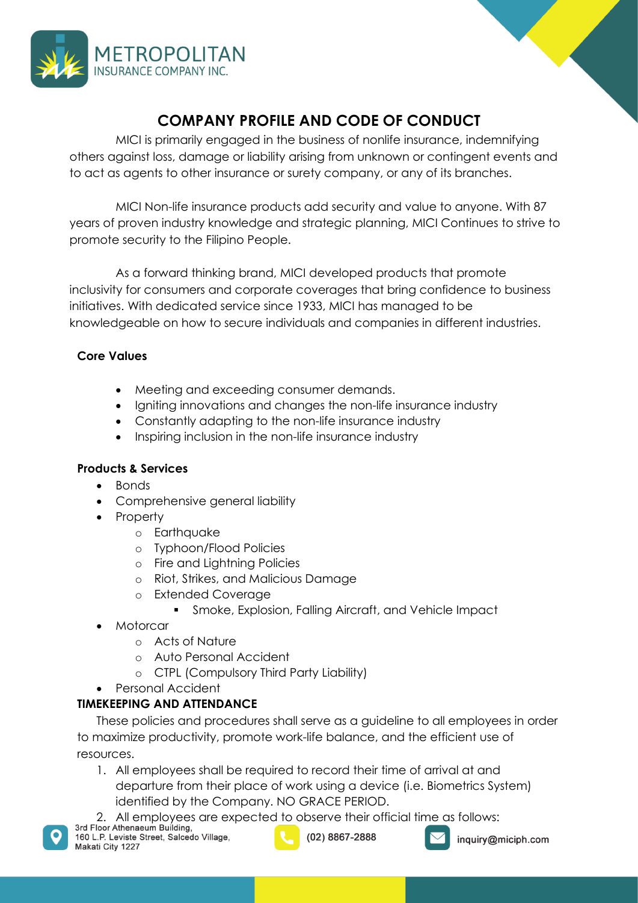## COMPANY PROFILE AND CODE OF CONDUCT

MICI is primarily engaged in the business of nonlife insurance, indemnifying others against loss, damage or liability arising from unknown or contingent events and to act as agents to other insurance or surety company, or any of its branches.

MICI Non-life insurance products add security and value to anyone. With 87 years of proven industry knowledge and strategic planning, MICI Continues to strive to promote security to the Filipino People.

As a forward thinking brand, MICI developed products that promote inclusivity for consumers and corporate coverages that bring confidence to business initiatives. With dedicated service since 1933, MICI has managed to be knowledgeable on how to secure individuals and companies in different industries.

**Core Values**

- Meeting and exceeding consumer demands.
- Igniting innovations and changes the non-life insurance industry
- Constantly adapting to the non-life insurance industry
- Inspiring inclusion in the non-life insurance industry

**Products & Services**

- Bonds
- Comprehensive general liability
- Property
    - Earthquake
    - Typhoon/Flood Policies
    - Fire and Lightning Policies
    - Riot, Strikes, and Malicious Damage
    - Extended Coverage
        - Smoke, Explosion, Falling Aircraft, and Vehicle Impact
- Motorcar
    - Acts of Nature
    - Auto Personal Accident
    - CTPL (Compulsory Third Party Liability)
- Personal Accident

**TIMEKEEPING AND ATTENDANCE**

These policies and procedures shall serve as a guideline to all employees in order to maximize productivity, promote work-life balance, and the efficient use of resources.

1. All employees shall be required to record their time of arrival at and departure from their place of work using a device (i.e. Biometrics System) identified by the Company. NO GRACE PERIOD.
2. All employees are expected to observe their official time as follows: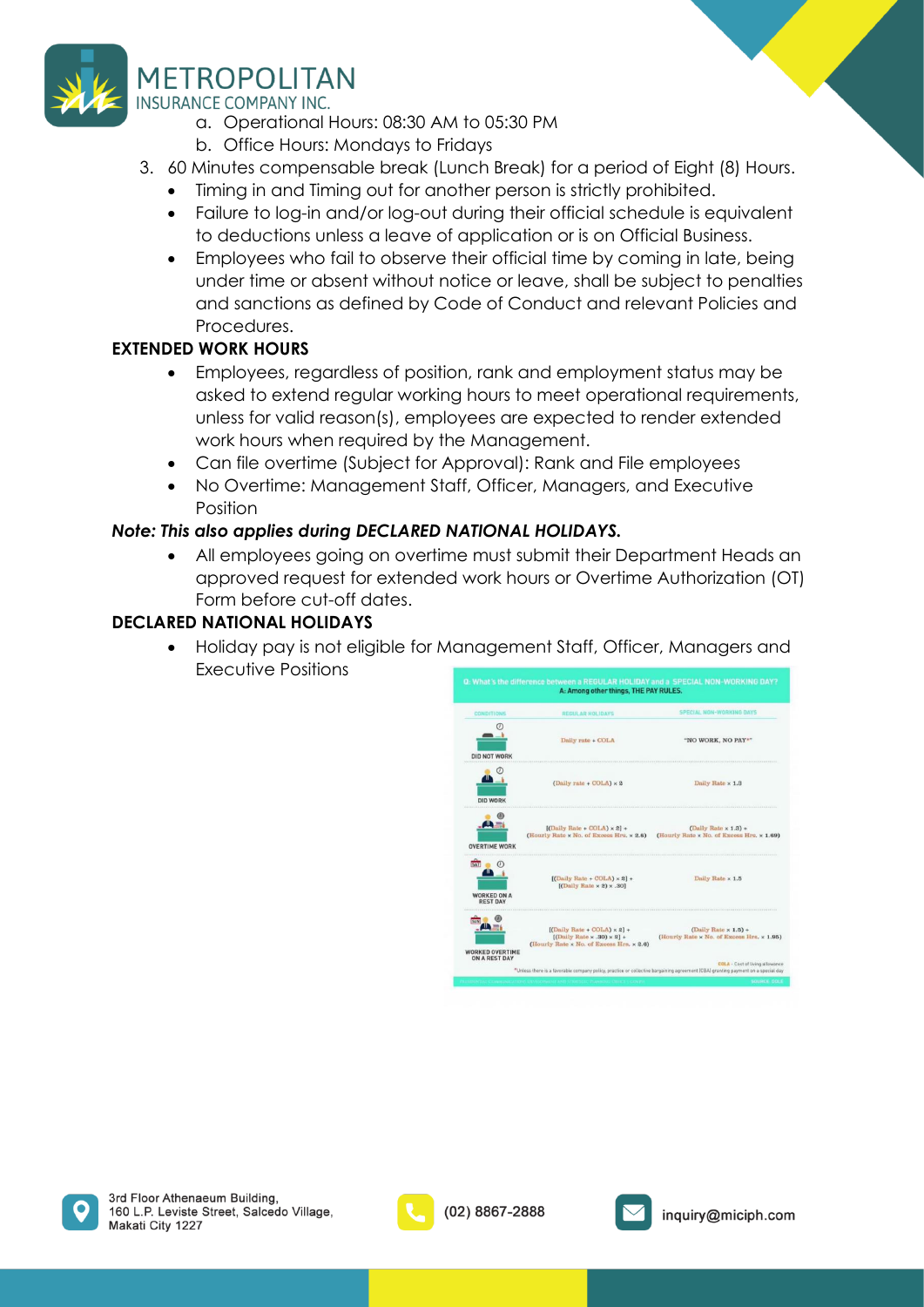a. Operational Hours: 08:30 AM to 05:30 PM
b. Office Hours: Mondays to Fridays

3. 60 Minutes compensable break (Lunch Break) for a period of Eight (8) Hours.
   - Timing in and Timing out for another person is strictly prohibited.
   - Failure to log-in and/or log-out during their official schedule is equivalent to deductions unless a leave of application or is on Official Business.
   - Employees who fail to observe their official time by coming in late, being under time or absent without notice or leave, shall be subject to penalties and sanctions as defined by Code of Conduct and relevant Policies and Procedures.

**EXTENDED WORK HOURS**

- Employees, regardless of position, rank and employment status may be asked to extend regular working hours to meet operational requirements, unless for valid reason(s), employees are expected to render extended work hours when required by the Management.
- Can file overtime (Subject for Approval): Rank and File employees
- No Overtime: Management Staff, Officer, Managers, and Executive Position

***Note: This also applies during DECLARED NATIONAL HOLIDAYS.***

- All employees going on overtime must submit their Department Heads an approved request for extended work hours or Overtime Authorization (OT) Form before cut-off dates.

**DECLARED NATIONAL HOLIDAYS**

- Holiday pay is not eligible for Management Staff, Officer, Managers and Executive Positions

Q: What's the difference between a REGULAR HOLIDAY and a SPECIAL NON-WORKING DAY?
A: Among other things, THE PAY RULES.

| CONDITIONS | REGULAR HOLIDAYS | SPECIAL NON-WORKING DAYS |
|---|---|---|
| DID NOT WORK | Daily rate + COLA | "NO WORK, NO PAY"* |
| DID WORK | (Daily rate + COLA) × 2 | Daily Rate × 1.3 |
| OVERTIME WORK | [(Daily Rate + COLA) × 2] + (Hourly Rate × No. of Excess Hrs. × 2.6) | (Daily Rate × 1.3) + (Hourly Rate × No. of Excess Hrs. × 1.69) |
| WORKED ON A REST DAY | [(Daily Rate + COLA) × 2] + [(Daily Rate × 2) × .30] | Daily Rate × 1.5 |
| WORKED OVERTIME ON A REST DAY | [(Daily Rate + COLA) × 2] + [(Daily Rate × .30) × 2] + (Hourly Rate × No. of Excess Hrs. × 2.6) | (Daily Rate × 1.5) + (Hourly Rate × No. of Excess Hrs. × 1.95) |

COLA - Cost of living allowance

*Unless there is a favorable company policy, practice or collective bargaining agreement (CBA) granting payment on a special day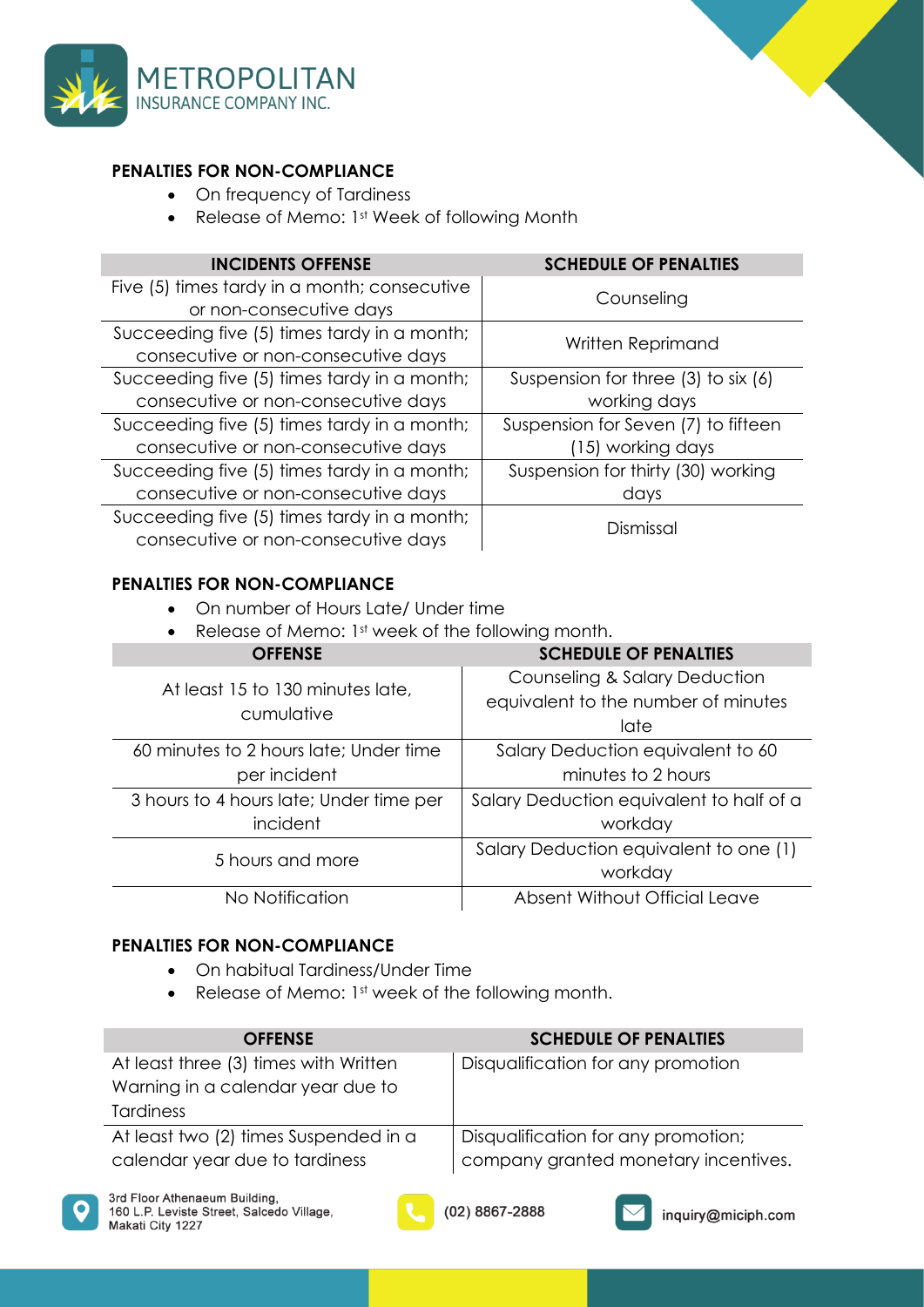**PENALTIES FOR NON-COMPLIANCE**

- On frequency of Tardiness
- Release of Memo: 1st Week of following Month

| INCIDENTS OFFENSE | SCHEDULE OF PENALTIES |
|---|---|
| Five (5) times tardy in a month; consecutive or non-consecutive days | Counseling |
| Succeeding five (5) times tardy in a month; consecutive or non-consecutive days | Written Reprimand |
| Succeeding five (5) times tardy in a month; consecutive or non-consecutive days | Suspension for three (3) to six (6) working days |
| Succeeding five (5) times tardy in a month; consecutive or non-consecutive days | Suspension for Seven (7) to fifteen (15) working days |
| Succeeding five (5) times tardy in a month; consecutive or non-consecutive days | Suspension for thirty (30) working days |
| Succeeding five (5) times tardy in a month; consecutive or non-consecutive days | Dismissal |

**PENALTIES FOR NON-COMPLIANCE**

- On number of Hours Late/ Under time
- Release of Memo: 1st week of the following month.

| OFFENSE | SCHEDULE OF PENALTIES |
|---|---|
| At least 15 to 130 minutes late, cumulative | Counseling & Salary Deduction equivalent to the number of minutes late |
| 60 minutes to 2 hours late; Under time per incident | Salary Deduction equivalent to 60 minutes to 2 hours |
| 3 hours to 4 hours late; Under time per incident | Salary Deduction equivalent to half of a workday |
| 5 hours and more | Salary Deduction equivalent to one (1) workday |
| No Notification | Absent Without Official Leave |

**PENALTIES FOR NON-COMPLIANCE**

- On habitual Tardiness/Under Time
- Release of Memo: 1st week of the following month.

| OFFENSE | SCHEDULE OF PENALTIES |
|---|---|
| At least three (3) times with Written Warning in a calendar year due to Tardiness | Disqualification for any promotion |
| At least two (2) times Suspended in a calendar year due to tardiness | Disqualification for any promotion; company granted monetary incentives. |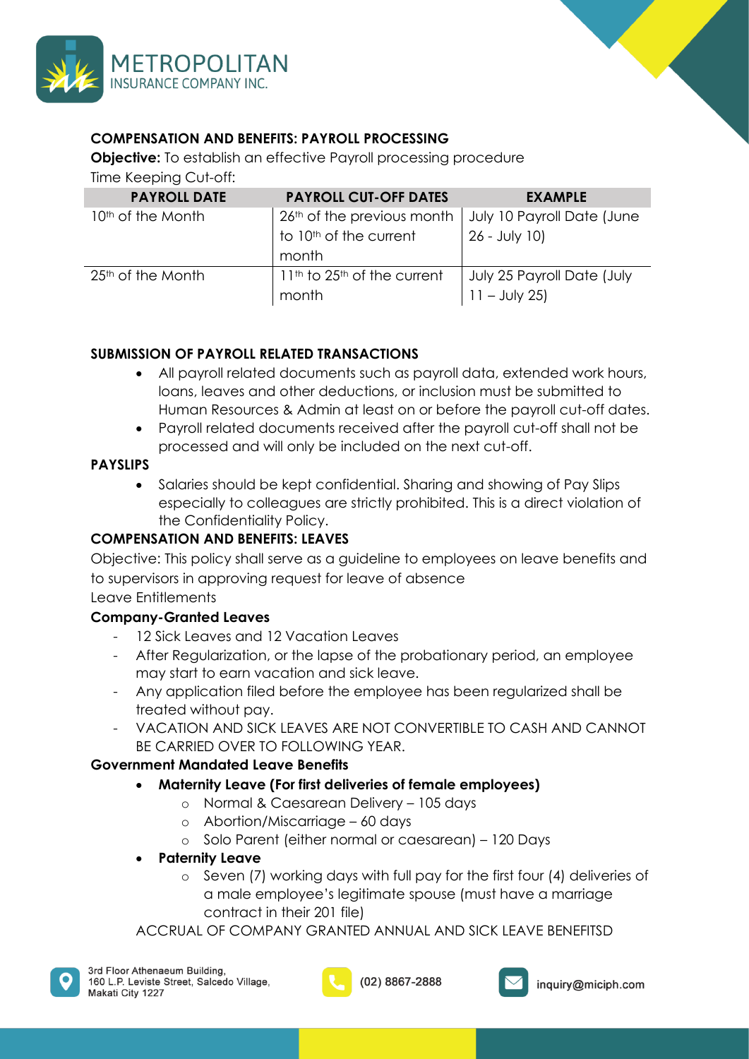**COMPENSATION AND BENEFITS: PAYROLL PROCESSING**

**Objective:** To establish an effective Payroll processing procedure

Time Keeping Cut-off:

| PAYROLL DATE | PAYROLL CUT-OFF DATES | EXAMPLE |
|---|---|---|
| 10th of the Month | 26th of the previous month to 10th of the current month | July 10 Payroll Date (June 26 - July 10) |
| 25th of the Month | 11th to 25th of the current month | July 25 Payroll Date (July 11 – July 25) |

**SUBMISSION OF PAYROLL RELATED TRANSACTIONS**

- All payroll related documents such as payroll data, extended work hours, loans, leaves and other deductions, or inclusion must be submitted to Human Resources & Admin at least on or before the payroll cut-off dates.
- Payroll related documents received after the payroll cut-off shall not be processed and will only be included on the next cut-off.

**PAYSLIPS**

- Salaries should be kept confidential. Sharing and showing of Pay Slips especially to colleagues are strictly prohibited. This is a direct violation of the Confidentiality Policy.

**COMPENSATION AND BENEFITS: LEAVES**

Objective: This policy shall serve as a guideline to employees on leave benefits and to supervisors in approving request for leave of absence

Leave Entitlements

**Company-Granted Leaves**

- 12 Sick Leaves and 12 Vacation Leaves
- After Regularization, or the lapse of the probationary period, an employee may start to earn vacation and sick leave.
- Any application filed before the employee has been regularized shall be treated without pay.
- VACATION AND SICK LEAVES ARE NOT CONVERTIBLE TO CASH AND CANNOT BE CARRIED OVER TO FOLLOWING YEAR.

**Government Mandated Leave Benefits**

- **Maternity Leave (For first deliveries of female employees)**
  - Normal & Caesarean Delivery – 105 days
  - Abortion/Miscarriage – 60 days
  - Solo Parent (either normal or caesarean) – 120 Days
- **Paternity Leave**
  - Seven (7) working days with full pay for the first four (4) deliveries of a male employee's legitimate spouse (must have a marriage contract in their 201 file)

ACCRUAL OF COMPANY GRANTED ANNUAL AND SICK LEAVE BENEFITSD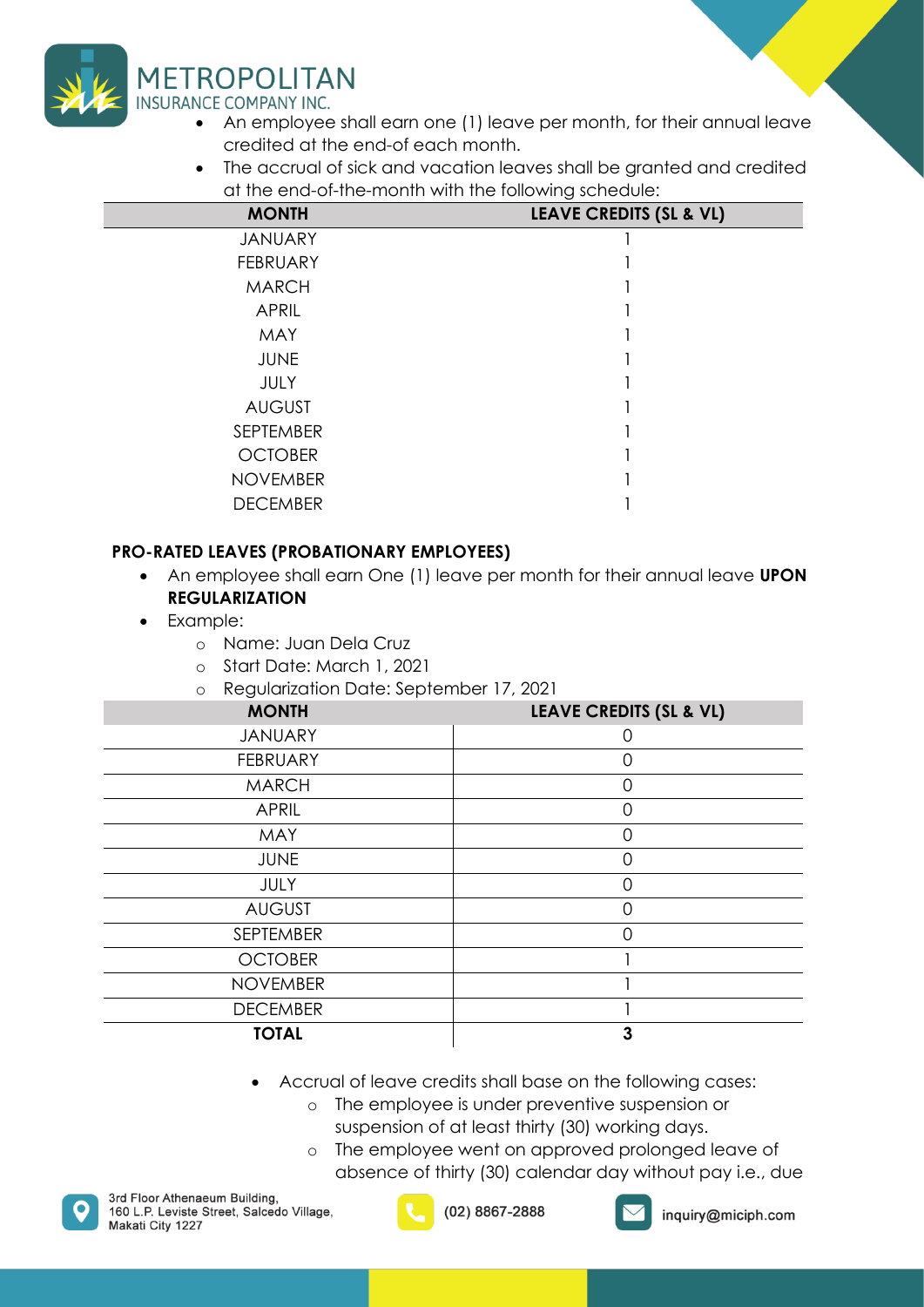- An employee shall earn one (1) leave per month, for their annual leave credited at the end-of each month.
- The accrual of sick and vacation leaves shall be granted and credited at the end-of-the-month with the following schedule:

| MONTH | LEAVE CREDITS (SL & VL) |
|---|---|
| JANUARY | 1 |
| FEBRUARY | 1 |
| MARCH | 1 |
| APRIL | 1 |
| MAY | 1 |
| JUNE | 1 |
| JULY | 1 |
| AUGUST | 1 |
| SEPTEMBER | 1 |
| OCTOBER | 1 |
| NOVEMBER | 1 |
| DECEMBER | 1 |

**PRO-RATED LEAVES (PROBATIONARY EMPLOYEES)**

- An employee shall earn One (1) leave per month for their annual leave **UPON REGULARIZATION**
- Example:
  - Name: Juan Dela Cruz
  - Start Date: March 1, 2021
  - Regularization Date: September 17, 2021

| MONTH | LEAVE CREDITS (SL & VL) |
|---|---|
| JANUARY | 0 |
| FEBRUARY | 0 |
| MARCH | 0 |
| APRIL | 0 |
| MAY | 0 |
| JUNE | 0 |
| JULY | 0 |
| AUGUST | 0 |
| SEPTEMBER | 0 |
| OCTOBER | 1 |
| NOVEMBER | 1 |
| DECEMBER | 1 |
| **TOTAL** | **3** |

- Accrual of leave credits shall base on the following cases:
  - The employee is under preventive suspension or suspension of at least thirty (30) working days.
  - The employee went on approved prolonged leave of absence of thirty (30) calendar day without pay i.e., due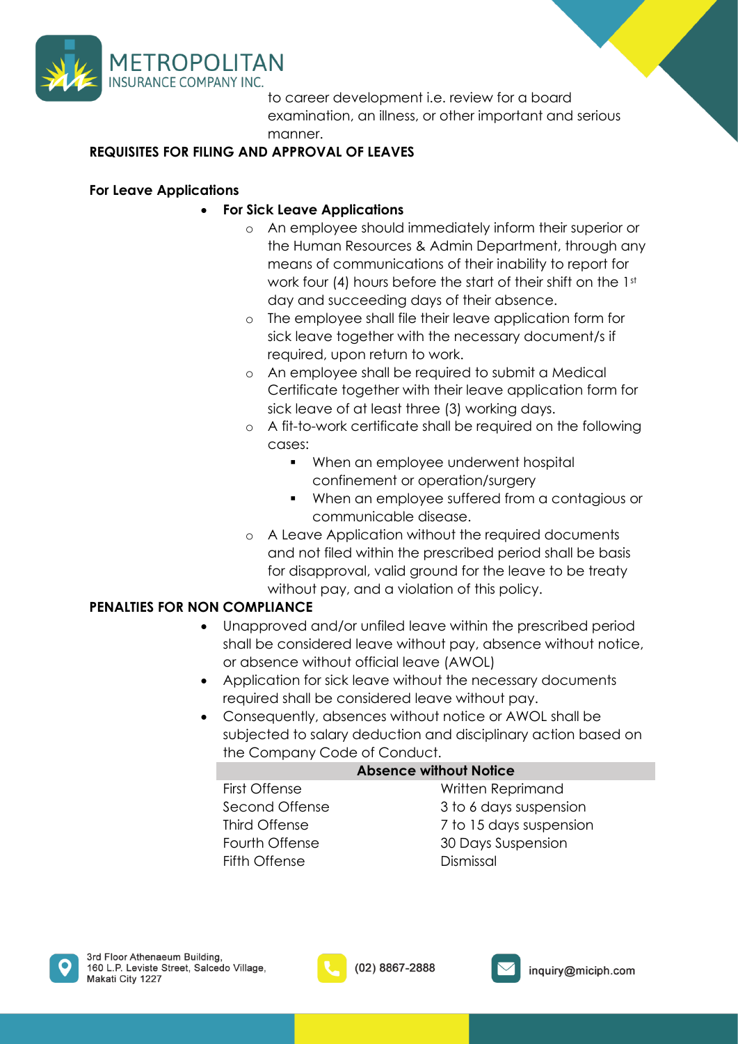to career development i.e. review for a board examination, an illness, or other important and serious manner.

**REQUISITES FOR FILING AND APPROVAL OF LEAVES**

**For Leave Applications**

- **For Sick Leave Applications**
  - An employee should immediately inform their superior or the Human Resources & Admin Department, through any means of communications of their inability to report for work four (4) hours before the start of their shift on the 1st day and succeeding days of their absence.
  - The employee shall file their leave application form for sick leave together with the necessary document/s if required, upon return to work.
  - An employee shall be required to submit a Medical Certificate together with their leave application form for sick leave of at least three (3) working days.
  - A fit-to-work certificate shall be required on the following cases:
    - When an employee underwent hospital confinement or operation/surgery
    - When an employee suffered from a contagious or communicable disease.
  - A Leave Application without the required documents and not filed within the prescribed period shall be basis for disapproval, valid ground for the leave to be treaty without pay, and a violation of this policy.

**PENALTIES FOR NON COMPLIANCE**

- Unapproved and/or unfiled leave within the prescribed period shall be considered leave without pay, absence without notice, or absence without official leave (AWOL)
- Application for sick leave without the necessary documents required shall be considered leave without pay.
- Consequently, absences without notice or AWOL shall be subjected to salary deduction and disciplinary action based on the Company Code of Conduct.

| Absence without Notice | |
|---|---|
| First Offense | Written Reprimand |
| Second Offense | 3 to 6 days suspension |
| Third Offense | 7 to 15 days suspension |
| Fourth Offense | 30 Days Suspension |
| Fifth Offense | Dismissal |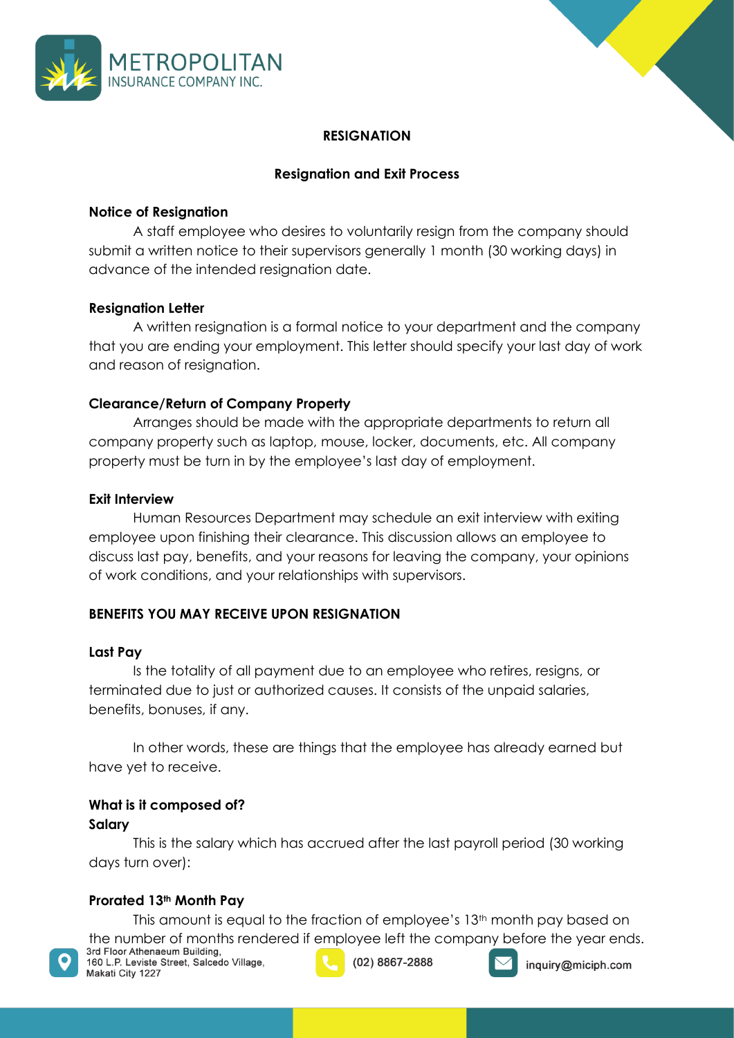# RESIGNATION

## Resignation and Exit Process

**Notice of Resignation**

A staff employee who desires to voluntarily resign from the company should submit a written notice to their supervisors generally 1 month (30 working days) in advance of the intended resignation date.

**Resignation Letter**

A written resignation is a formal notice to your department and the company that you are ending your employment. This letter should specify your last day of work and reason of resignation.

**Clearance/Return of Company Property**

Arranges should be made with the appropriate departments to return all company property such as laptop, mouse, locker, documents, etc. All company property must be turn in by the employee's last day of employment.

**Exit Interview**

Human Resources Department may schedule an exit interview with exiting employee upon finishing their clearance. This discussion allows an employee to discuss last pay, benefits, and your reasons for leaving the company, your opinions of work conditions, and your relationships with supervisors.

## BENEFITS YOU MAY RECEIVE UPON RESIGNATION

**Last Pay**

Is the totality of all payment due to an employee who retires, resigns, or terminated due to just or authorized causes. It consists of the unpaid salaries, benefits, bonuses, if any.

In other words, these are things that the employee has already earned but have yet to receive.

**What is it composed of?**

**Salary**

This is the salary which has accrued after the last payroll period (30 working days turn over):

**Prorated 13th Month Pay**

This amount is equal to the fraction of employee's 13th month pay based on the number of months rendered if employee left the company before the year ends.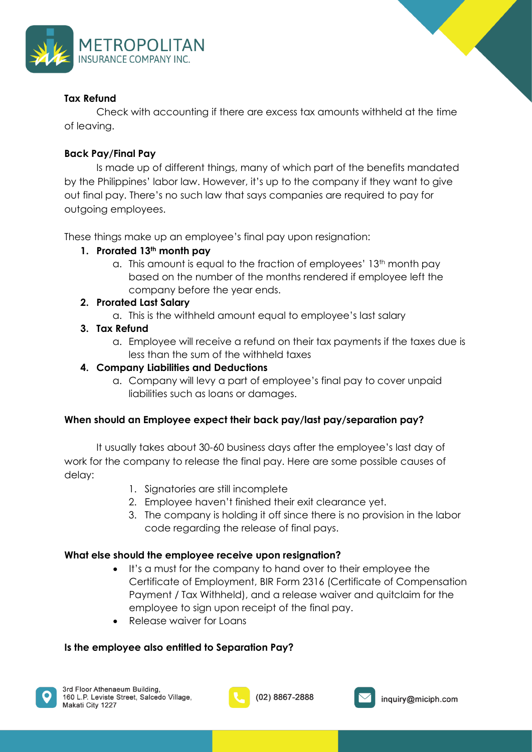**Tax Refund**

Check with accounting if there are excess tax amounts withheld at the time of leaving.

**Back Pay/Final Pay**

Is made up of different things, many of which part of the benefits mandated by the Philippines' labor law. However, it's up to the company if they want to give out final pay. There's no such law that says companies are required to pay for outgoing employees.

These things make up an employee's final pay upon resignation:

1. **Prorated 13th month pay**
   a. This amount is equal to the fraction of employees' 13th month pay based on the number of the months rendered if employee left the company before the year ends.
2. **Prorated Last Salary**
   a. This is the withheld amount equal to employee's last salary
3. **Tax Refund**
   a. Employee will receive a refund on their tax payments if the taxes due is less than the sum of the withheld taxes
4. **Company Liabilities and Deductions**
   a. Company will levy a part of employee's final pay to cover unpaid liabilities such as loans or damages.

**When should an Employee expect their back pay/last pay/separation pay?**

It usually takes about 30-60 business days after the employee's last day of work for the company to release the final pay. Here are some possible causes of delay:

1. Signatories are still incomplete
2. Employee haven't finished their exit clearance yet.
3. The company is holding it off since there is no provision in the labor code regarding the release of final pays.

**What else should the employee receive upon resignation?**

- It's a must for the company to hand over to their employee the Certificate of Employment, BIR Form 2316 (Certificate of Compensation Payment / Tax Withheld), and a release waiver and quitclaim for the employee to sign upon receipt of the final pay.
- Release waiver for Loans

**Is the employee also entitled to Separation Pay?**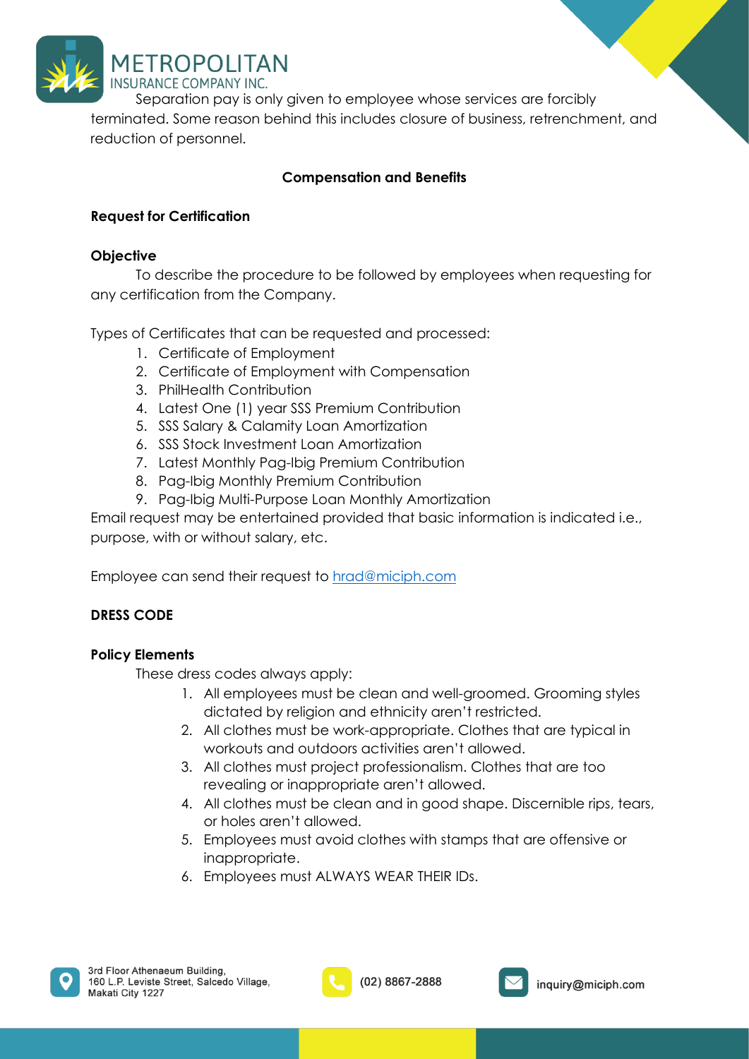Separation pay is only given to employee whose services are forcibly terminated. Some reason behind this includes closure of business, retrenchment, and reduction of personnel.

## Compensation and Benefits

### Request for Certification

**Objective**

To describe the procedure to be followed by employees when requesting for any certification from the Company.

Types of Certificates that can be requested and processed:

1. Certificate of Employment
2. Certificate of Employment with Compensation
3. PhilHealth Contribution
4. Latest One (1) year SSS Premium Contribution
5. SSS Salary & Calamity Loan Amortization
6. SSS Stock Investment Loan Amortization
7. Latest Monthly Pag-Ibig Premium Contribution
8. Pag-Ibig Monthly Premium Contribution
9. Pag-Ibig Multi-Purpose Loan Monthly Amortization

Email request may be entertained provided that basic information is indicated i.e., purpose, with or without salary, etc.

Employee can send their request to hrad@miciph.com

## DRESS CODE

**Policy Elements**

These dress codes always apply:

1. All employees must be clean and well-groomed. Grooming styles dictated by religion and ethnicity aren't restricted.
2. All clothes must be work-appropriate. Clothes that are typical in workouts and outdoors activities aren't allowed.
3. All clothes must project professionalism. Clothes that are too revealing or inappropriate aren't allowed.
4. All clothes must be clean and in good shape. Discernible rips, tears, or holes aren't allowed.
5. Employees must avoid clothes with stamps that are offensive or inappropriate.
6. Employees must ALWAYS WEAR THEIR IDs.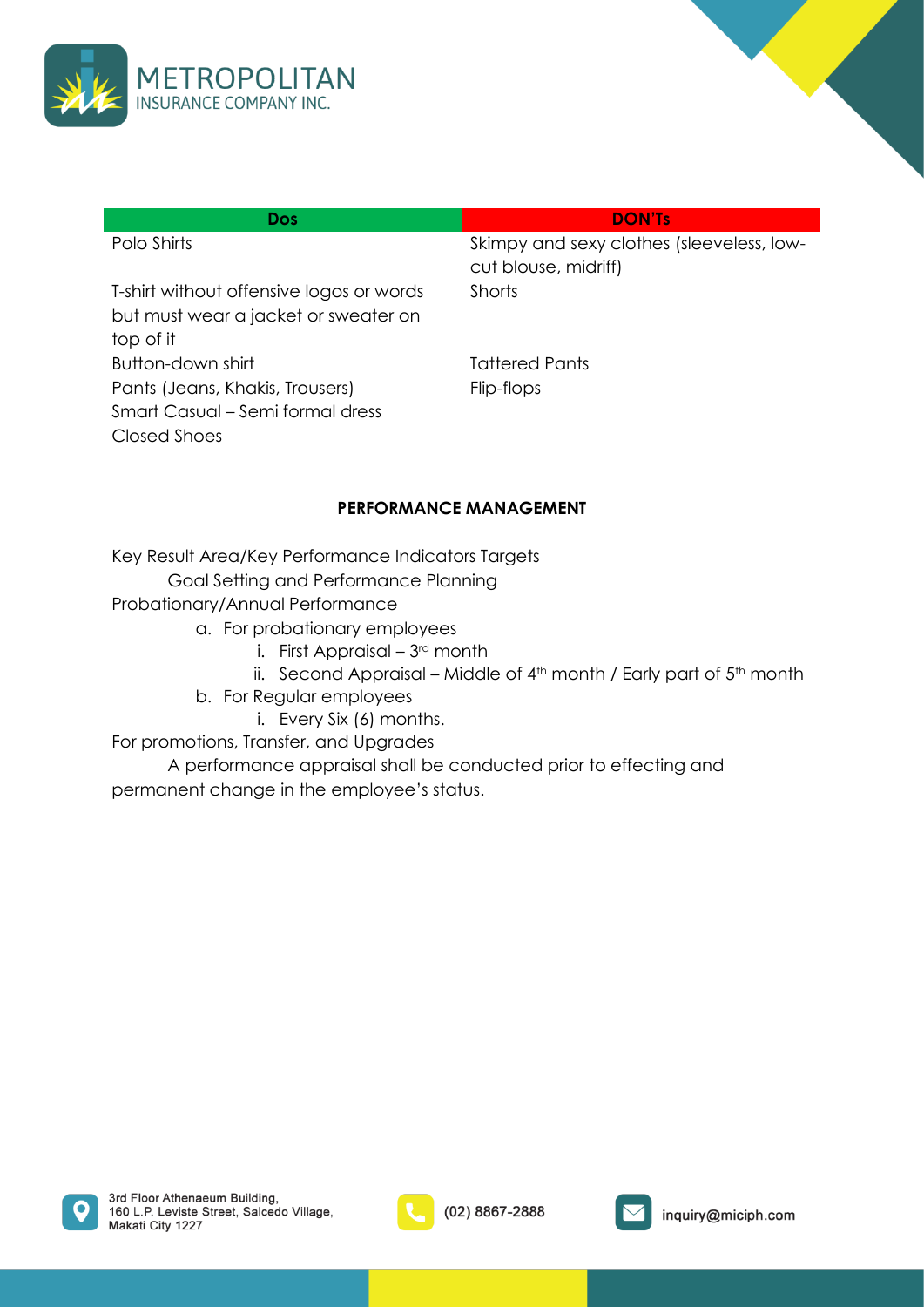| Dos | DON'Ts |
|---|---|
| Polo Shirts | Skimpy and sexy clothes (sleeveless, low-cut blouse, midriff) |
| T-shirt without offensive logos or words but must wear a jacket or sweater on top of it | Shorts |
| Button-down shirt | Tattered Pants |
| Pants (Jeans, Khakis, Trousers) | Flip-flops |
| Smart Casual – Semi formal dress | |
| Closed Shoes | |

## PERFORMANCE MANAGEMENT

Key Result Area/Key Performance Indicators Targets

Goal Setting and Performance Planning

Probationary/Annual Performance

a. For probationary employees
   i. First Appraisal – 3rd month
   ii. Second Appraisal – Middle of 4th month / Early part of 5th month
b. For Regular employees
   i. Every Six (6) months.

For promotions, Transfer, and Upgrades

A performance appraisal shall be conducted prior to effecting and permanent change in the employee's status.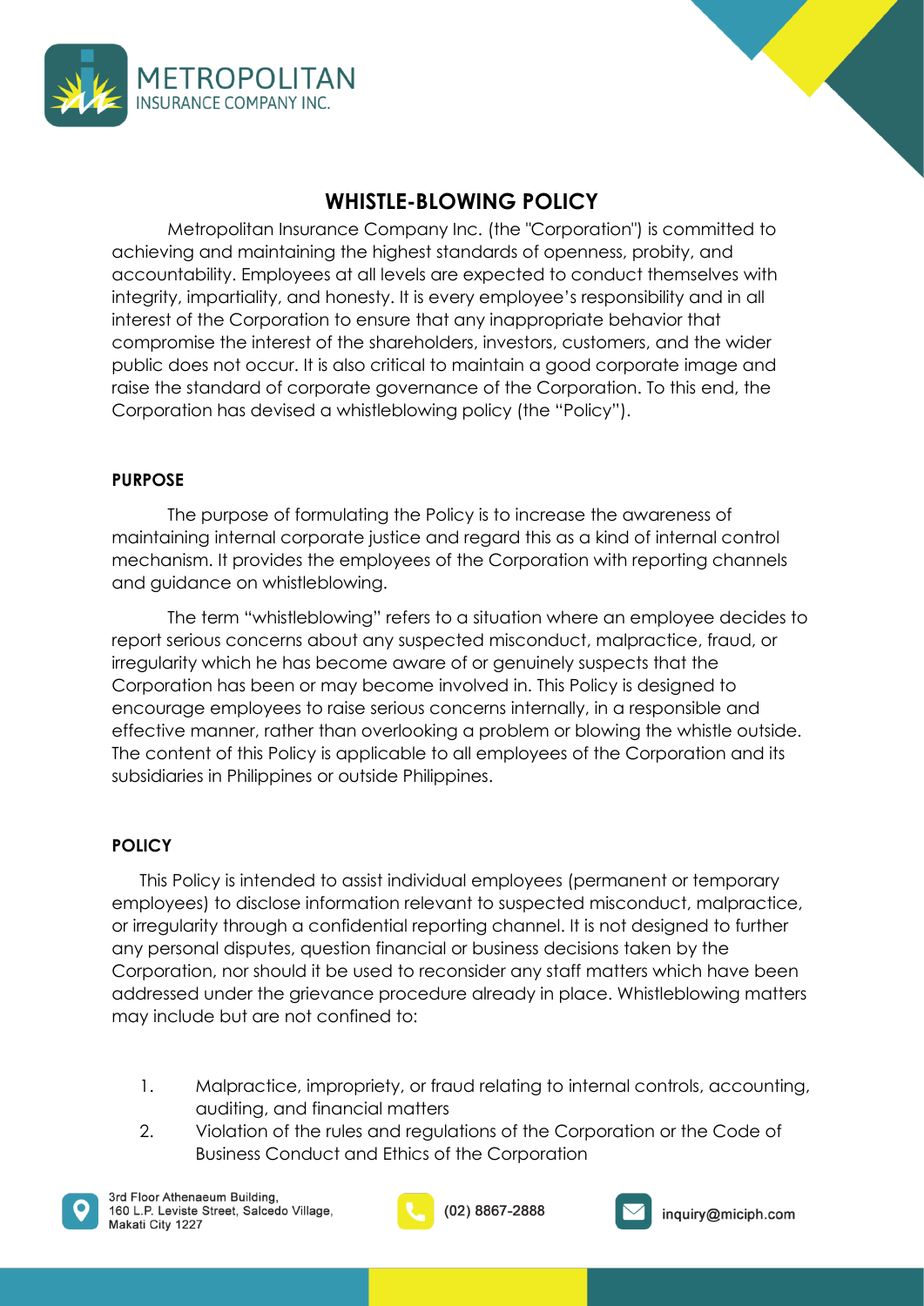## WHISTLE-BLOWING POLICY

Metropolitan Insurance Company Inc. (the "Corporation") is committed to achieving and maintaining the highest standards of openness, probity, and accountability. Employees at all levels are expected to conduct themselves with integrity, impartiality, and honesty. It is every employee's responsibility and in all interest of the Corporation to ensure that any inappropriate behavior that compromise the interest of the shareholders, investors, customers, and the wider public does not occur. It is also critical to maintain a good corporate image and raise the standard of corporate governance of the Corporation. To this end, the Corporation has devised a whistleblowing policy (the "Policy").

### PURPOSE

The purpose of formulating the Policy is to increase the awareness of maintaining internal corporate justice and regard this as a kind of internal control mechanism. It provides the employees of the Corporation with reporting channels and guidance on whistleblowing.

The term "whistleblowing" refers to a situation where an employee decides to report serious concerns about any suspected misconduct, malpractice, fraud, or irregularity which he has become aware of or genuinely suspects that the Corporation has been or may become involved in. This Policy is designed to encourage employees to raise serious concerns internally, in a responsible and effective manner, rather than overlooking a problem or blowing the whistle outside. The content of this Policy is applicable to all employees of the Corporation and its subsidiaries in Philippines or outside Philippines.

### POLICY

This Policy is intended to assist individual employees (permanent or temporary employees) to disclose information relevant to suspected misconduct, malpractice, or irregularity through a confidential reporting channel. It is not designed to further any personal disputes, question financial or business decisions taken by the Corporation, nor should it be used to reconsider any staff matters which have been addressed under the grievance procedure already in place. Whistleblowing matters may include but are not confined to:

1. Malpractice, impropriety, or fraud relating to internal controls, accounting, auditing, and financial matters
2. Violation of the rules and regulations of the Corporation or the Code of Business Conduct and Ethics of the Corporation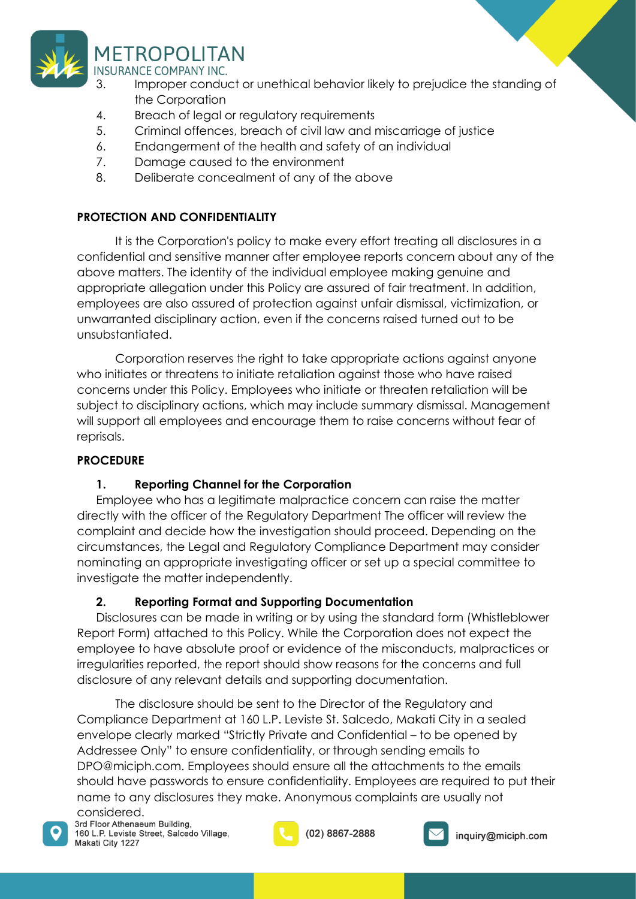3. Improper conduct or unethical behavior likely to prejudice the standing of the Corporation
4. Breach of legal or regulatory requirements
5. Criminal offences, breach of civil law and miscarriage of justice
6. Endangerment of the health and safety of an individual
7. Damage caused to the environment
8. Deliberate concealment of any of the above

**PROTECTION AND CONFIDENTIALITY**

It is the Corporation's policy to make every effort treating all disclosures in a confidential and sensitive manner after employee reports concern about any of the above matters. The identity of the individual employee making genuine and appropriate allegation under this Policy are assured of fair treatment. In addition, employees are also assured of protection against unfair dismissal, victimization, or unwarranted disciplinary action, even if the concerns raised turned out to be unsubstantiated.

Corporation reserves the right to take appropriate actions against anyone who initiates or threatens to initiate retaliation against those who have raised concerns under this Policy. Employees who initiate or threaten retaliation will be subject to disciplinary actions, which may include summary dismissal. Management will support all employees and encourage them to raise concerns without fear of reprisals.

**PROCEDURE**

**1. Reporting Channel for the Corporation**

Employee who has a legitimate malpractice concern can raise the matter directly with the officer of the Regulatory Department The officer will review the complaint and decide how the investigation should proceed. Depending on the circumstances, the Legal and Regulatory Compliance Department may consider nominating an appropriate investigating officer or set up a special committee to investigate the matter independently.

**2. Reporting Format and Supporting Documentation**

Disclosures can be made in writing or by using the standard form (Whistleblower Report Form) attached to this Policy. While the Corporation does not expect the employee to have absolute proof or evidence of the misconducts, malpractices or irregularities reported, the report should show reasons for the concerns and full disclosure of any relevant details and supporting documentation.

The disclosure should be sent to the Director of the Regulatory and Compliance Department at 160 L.P. Leviste St. Salcedo, Makati City in a sealed envelope clearly marked "Strictly Private and Confidential – to be opened by Addressee Only" to ensure confidentiality, or through sending emails to DPO@miciph.com. Employees should ensure all the attachments to the emails should have passwords to ensure confidentiality. Employees are required to put their name to any disclosures they make. Anonymous complaints are usually not considered.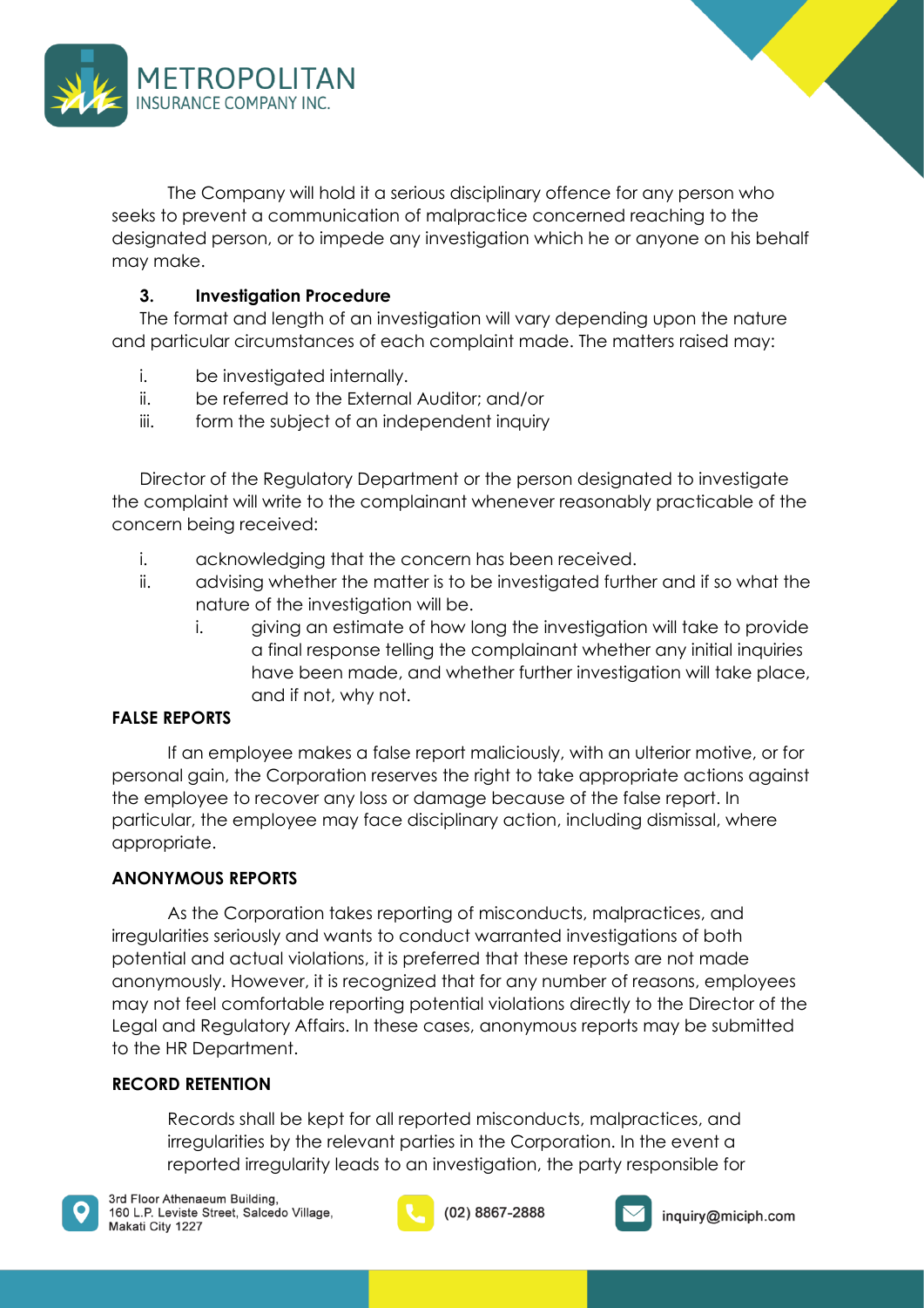The Company will hold it a serious disciplinary offence for any person who seeks to prevent a communication of malpractice concerned reaching to the designated person, or to impede any investigation which he or anyone on his behalf may make.

**3. Investigation Procedure**

The format and length of an investigation will vary depending upon the nature and particular circumstances of each complaint made. The matters raised may:

i. be investigated internally.
ii. be referred to the External Auditor; and/or
iii. form the subject of an independent inquiry

Director of the Regulatory Department or the person designated to investigate the complaint will write to the complainant whenever reasonably practicable of the concern being received:

i. acknowledging that the concern has been received.
ii. advising whether the matter is to be investigated further and if so what the nature of the investigation will be.
    i. giving an estimate of how long the investigation will take to provide a final response telling the complainant whether any initial inquiries have been made, and whether further investigation will take place, and if not, why not.

**FALSE REPORTS**

If an employee makes a false report maliciously, with an ulterior motive, or for personal gain, the Corporation reserves the right to take appropriate actions against the employee to recover any loss or damage because of the false report. In particular, the employee may face disciplinary action, including dismissal, where appropriate.

**ANONYMOUS REPORTS**

As the Corporation takes reporting of misconducts, malpractices, and irregularities seriously and wants to conduct warranted investigations of both potential and actual violations, it is preferred that these reports are not made anonymously. However, it is recognized that for any number of reasons, employees may not feel comfortable reporting potential violations directly to the Director of the Legal and Regulatory Affairs. In these cases, anonymous reports may be submitted to the HR Department.

**RECORD RETENTION**

Records shall be kept for all reported misconducts, malpractices, and irregularities by the relevant parties in the Corporation. In the event a reported irregularity leads to an investigation, the party responsible for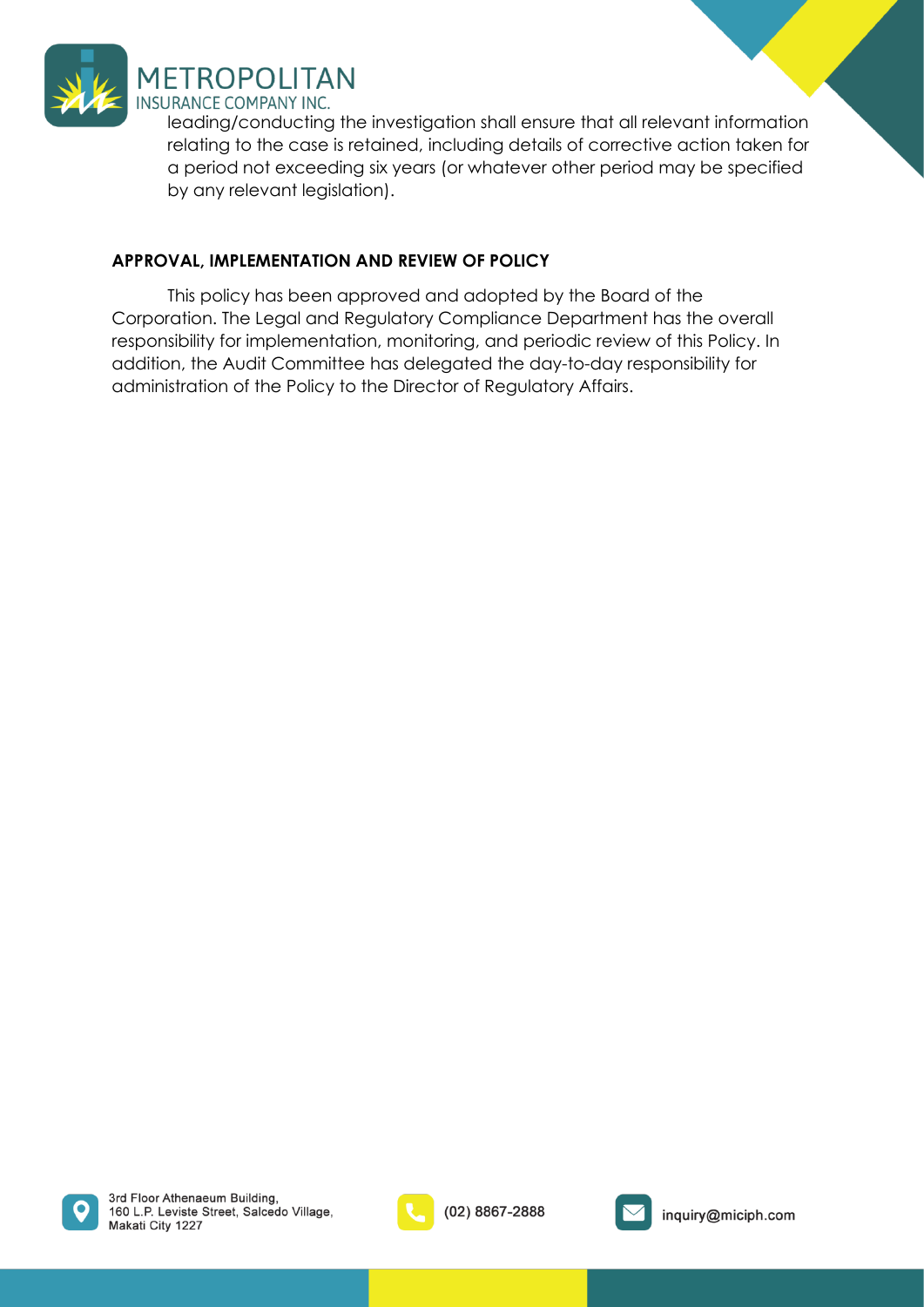leading/conducting the investigation shall ensure that all relevant information relating to the case is retained, including details of corrective action taken for a period not exceeding six years (or whatever other period may be specified by any relevant legislation).

**APPROVAL, IMPLEMENTATION AND REVIEW OF POLICY**

This policy has been approved and adopted by the Board of the Corporation. The Legal and Regulatory Compliance Department has the overall responsibility for implementation, monitoring, and periodic review of this Policy. In addition, the Audit Committee has delegated the day-to-day responsibility for administration of the Policy to the Director of Regulatory Affairs.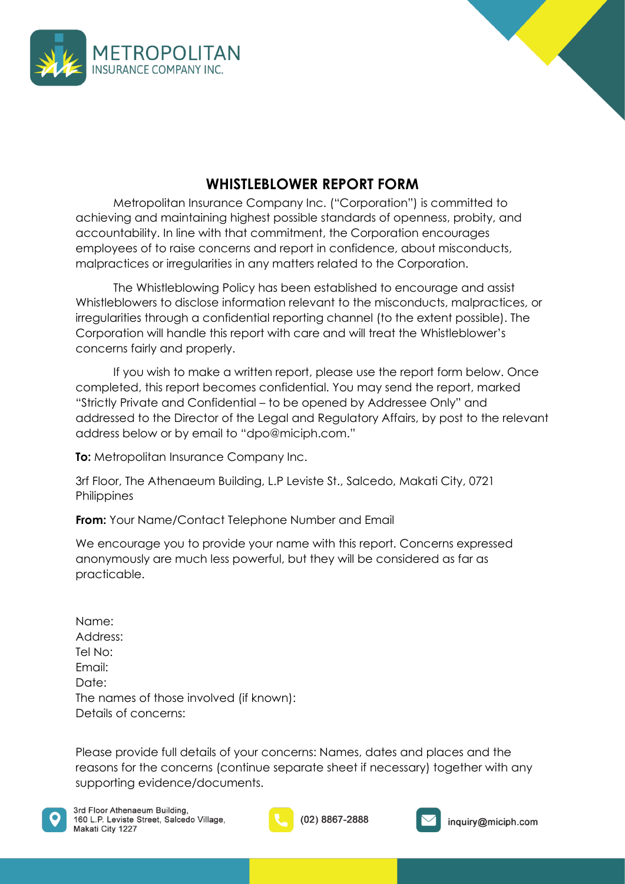## WHISTLEBLOWER REPORT FORM

Metropolitan Insurance Company Inc. ("Corporation") is committed to achieving and maintaining highest possible standards of openness, probity, and accountability. In line with that commitment, the Corporation encourages employees of to raise concerns and report in confidence, about misconducts, malpractices or irregularities in any matters related to the Corporation.

The Whistleblowing Policy has been established to encourage and assist Whistleblowers to disclose information relevant to the misconducts, malpractices, or irregularities through a confidential reporting channel (to the extent possible). The Corporation will handle this report with care and will treat the Whistleblower's concerns fairly and properly.

If you wish to make a written report, please use the report form below. Once completed, this report becomes confidential. You may send the report, marked "Strictly Private and Confidential – to be opened by Addressee Only" and addressed to the Director of the Legal and Regulatory Affairs, by post to the relevant address below or by email to "dpo@miciph.com."

**To:** Metropolitan Insurance Company Inc.

3rf Floor, The Athenaeum Building, L.P Leviste St., Salcedo, Makati City, 0721 Philippines

**From:** Your Name/Contact Telephone Number and Email

We encourage you to provide your name with this report. Concerns expressed anonymously are much less powerful, but they will be considered as far as practicable.

Name:
Address:
Tel No:
Email:
Date:
The names of those involved (if known):
Details of concerns:

Please provide full details of your concerns: Names, dates and places and the reasons for the concerns (continue separate sheet if necessary) together with any supporting evidence/documents.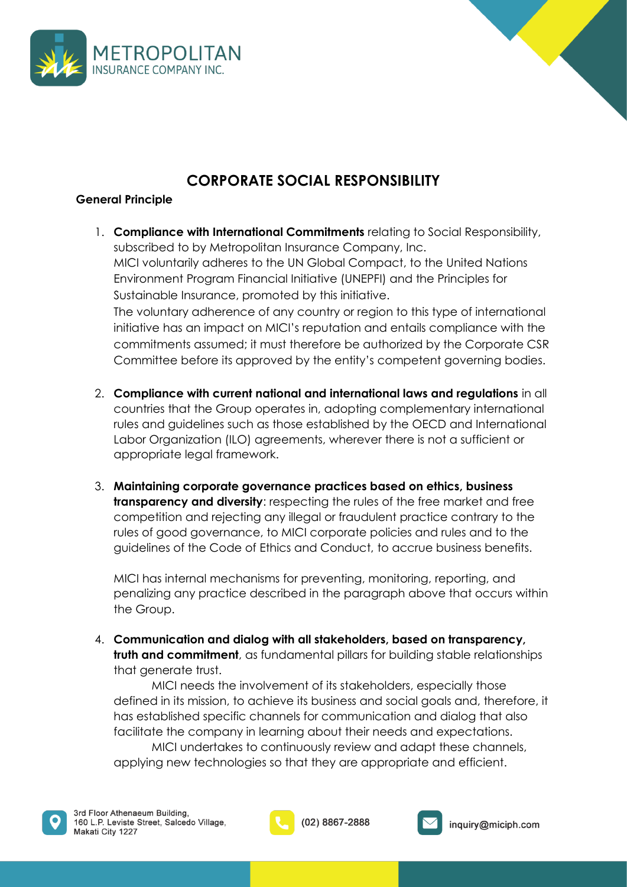# CORPORATE SOCIAL RESPONSIBILITY

**General Principle**

1. **Compliance with International Commitments** relating to Social Responsibility, subscribed to by Metropolitan Insurance Company, Inc.
   MICI voluntarily adheres to the UN Global Compact, to the United Nations Environment Program Financial Initiative (UNEPFI) and the Principles for Sustainable Insurance, promoted by this initiative.
   The voluntary adherence of any country or region to this type of international initiative has an impact on MICI's reputation and entails compliance with the commitments assumed; it must therefore be authorized by the Corporate CSR Committee before its approved by the entity's competent governing bodies.

2. **Compliance with current national and international laws and regulations** in all countries that the Group operates in, adopting complementary international rules and guidelines such as those established by the OECD and International Labor Organization (ILO) agreements, wherever there is not a sufficient or appropriate legal framework.

3. **Maintaining corporate governance practices based on ethics, business transparency and diversity**: respecting the rules of the free market and free competition and rejecting any illegal or fraudulent practice contrary to the rules of good governance, to MICI corporate policies and rules and to the guidelines of the Code of Ethics and Conduct, to accrue business benefits.

   MICI has internal mechanisms for preventing, monitoring, reporting, and penalizing any practice described in the paragraph above that occurs within the Group.

4. **Communication and dialog with all stakeholders, based on transparency, truth and commitment**, as fundamental pillars for building stable relationships that generate trust.
   MICI needs the involvement of its stakeholders, especially those defined in its mission, to achieve its business and social goals and, therefore, it has established specific channels for communication and dialog that also facilitate the company in learning about their needs and expectations.
   MICI undertakes to continuously review and adapt these channels, applying new technologies so that they are appropriate and efficient.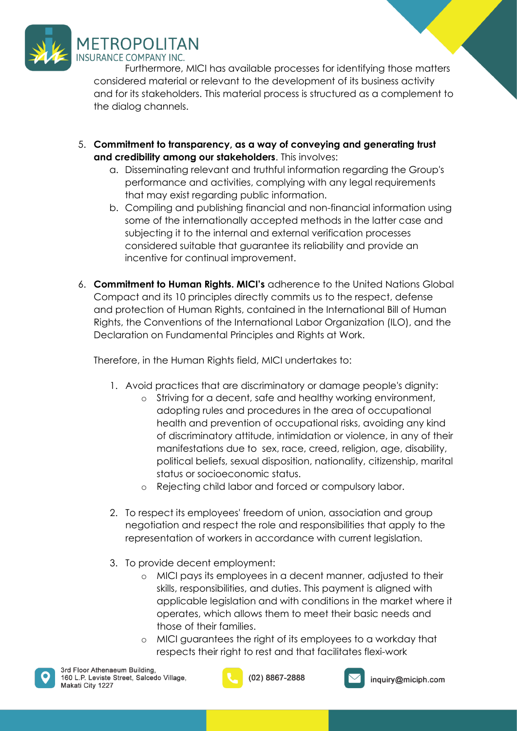Furthermore, MICI has available processes for identifying those matters considered material or relevant to the development of its business activity and for its stakeholders. This material process is structured as a complement to the dialog channels.

5. **Commitment to transparency, as a way of conveying and generating trust and credibility among our stakeholders**. This involves:
   a. Disseminating relevant and truthful information regarding the Group's performance and activities, complying with any legal requirements that may exist regarding public information.
   b. Compiling and publishing financial and non-financial information using some of the internationally accepted methods in the latter case and subjecting it to the internal and external verification processes considered suitable that guarantee its reliability and provide an incentive for continual improvement.

6. **Commitment to Human Rights. MICI's** adherence to the United Nations Global Compact and its 10 principles directly commits us to the respect, defense and protection of Human Rights, contained in the International Bill of Human Rights, the Conventions of the International Labor Organization (ILO), and the Declaration on Fundamental Principles and Rights at Work.

   Therefore, in the Human Rights field, MICI undertakes to:

   1. Avoid practices that are discriminatory or damage people's dignity:
      - Striving for a decent, safe and healthy working environment, adopting rules and procedures in the area of occupational health and prevention of occupational risks, avoiding any kind of discriminatory attitude, intimidation or violence, in any of their manifestations due to sex, race, creed, religion, age, disability, political beliefs, sexual disposition, nationality, citizenship, marital status or socioeconomic status.
      - Rejecting child labor and forced or compulsory labor.

   2. To respect its employees' freedom of union, association and group negotiation and respect the role and responsibilities that apply to the representation of workers in accordance with current legislation.

   3. To provide decent employment:
      - MICI pays its employees in a decent manner, adjusted to their skills, responsibilities, and duties. This payment is aligned with applicable legislation and with conditions in the market where it operates, which allows them to meet their basic needs and those of their families.
      - MICI guarantees the right of its employees to a workday that respects their right to rest and that facilitates flexi-work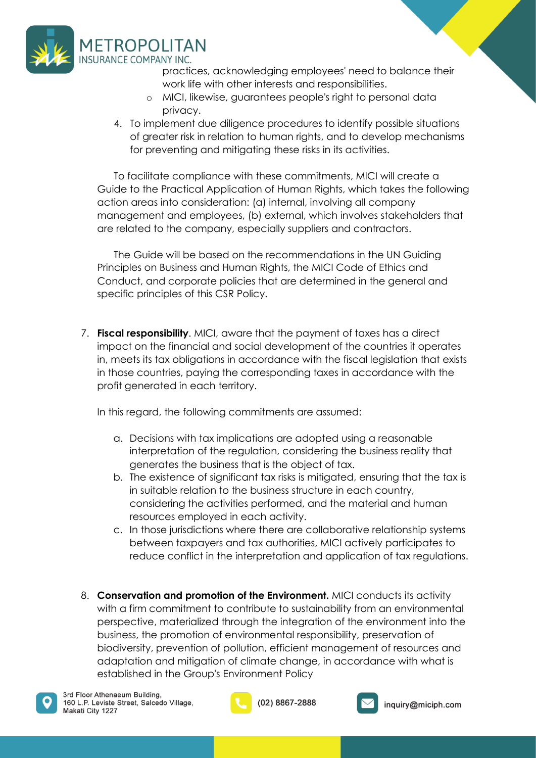practices, acknowledging employees' need to balance their work life with other interests and responsibilities.
   - MICI, likewise, guarantees people's right to personal data privacy.

4. To implement due diligence procedures to identify possible situations of greater risk in relation to human rights, and to develop mechanisms for preventing and mitigating these risks in its activities.

To facilitate compliance with these commitments, MICI will create a Guide to the Practical Application of Human Rights, which takes the following action areas into consideration: (a) internal, involving all company management and employees, (b) external, which involves stakeholders that are related to the company, especially suppliers and contractors.

The Guide will be based on the recommendations in the UN Guiding Principles on Business and Human Rights, the MICI Code of Ethics and Conduct, and corporate policies that are determined in the general and specific principles of this CSR Policy.

7. **Fiscal responsibility**. MICI, aware that the payment of taxes has a direct impact on the financial and social development of the countries it operates in, meets its tax obligations in accordance with the fiscal legislation that exists in those countries, paying the corresponding taxes in accordance with the profit generated in each territory.

   In this regard, the following commitments are assumed:

   a. Decisions with tax implications are adopted using a reasonable interpretation of the regulation, considering the business reality that generates the business that is the object of tax.
   b. The existence of significant tax risks is mitigated, ensuring that the tax is in suitable relation to the business structure in each country, considering the activities performed, and the material and human resources employed in each activity.
   c. In those jurisdictions where there are collaborative relationship systems between taxpayers and tax authorities, MICI actively participates to reduce conflict in the interpretation and application of tax regulations.

8. **Conservation and promotion of the Environment.** MICI conducts its activity with a firm commitment to contribute to sustainability from an environmental perspective, materialized through the integration of the environment into the business, the promotion of environmental responsibility, preservation of biodiversity, prevention of pollution, efficient management of resources and adaptation and mitigation of climate change, in accordance with what is established in the Group's Environment Policy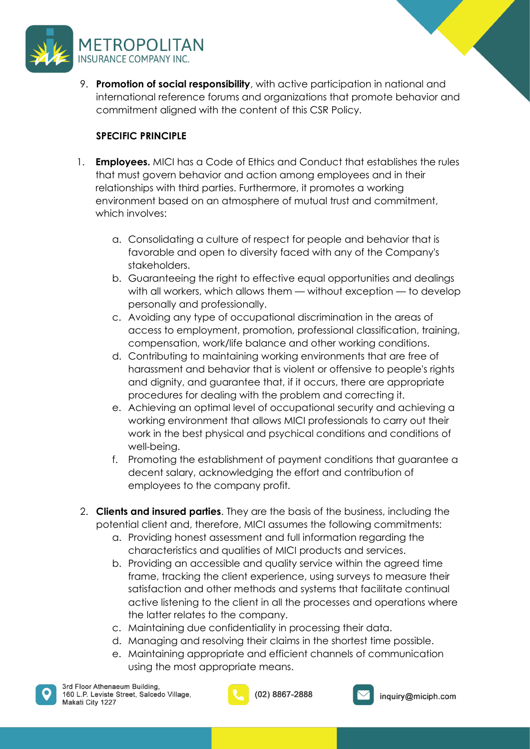9. **Promotion of social responsibility**, with active participation in national and international reference forums and organizations that promote behavior and commitment aligned with the content of this CSR Policy.

**SPECIFIC PRINCIPLE**

1. **Employees.** MICI has a Code of Ethics and Conduct that establishes the rules that must govern behavior and action among employees and in their relationships with third parties. Furthermore, it promotes a working environment based on an atmosphere of mutual trust and commitment, which involves:

   a. Consolidating a culture of respect for people and behavior that is favorable and open to diversity faced with any of the Company's stakeholders.
   
   b. Guaranteeing the right to effective equal opportunities and dealings with all workers, which allows them — without exception — to develop personally and professionally.
   
   c. Avoiding any type of occupational discrimination in the areas of access to employment, promotion, professional classification, training, compensation, work/life balance and other working conditions.
   
   d. Contributing to maintaining working environments that are free of harassment and behavior that is violent or offensive to people's rights and dignity, and guarantee that, if it occurs, there are appropriate procedures for dealing with the problem and correcting it.
   
   e. Achieving an optimal level of occupational security and achieving a working environment that allows MICI professionals to carry out their work in the best physical and psychical conditions and conditions of well-being.
   
   f. Promoting the establishment of payment conditions that guarantee a decent salary, acknowledging the effort and contribution of employees to the company profit.

2. **Clients and insured parties**. They are the basis of the business, including the potential client and, therefore, MICI assumes the following commitments:

   a. Providing honest assessment and full information regarding the characteristics and qualities of MICI products and services.
   
   b. Providing an accessible and quality service within the agreed time frame, tracking the client experience, using surveys to measure their satisfaction and other methods and systems that facilitate continual active listening to the client in all the processes and operations where the latter relates to the company.
   
   c. Maintaining due confidentiality in processing their data.
   
   d. Managing and resolving their claims in the shortest time possible.
   
   e. Maintaining appropriate and efficient channels of communication using the most appropriate means.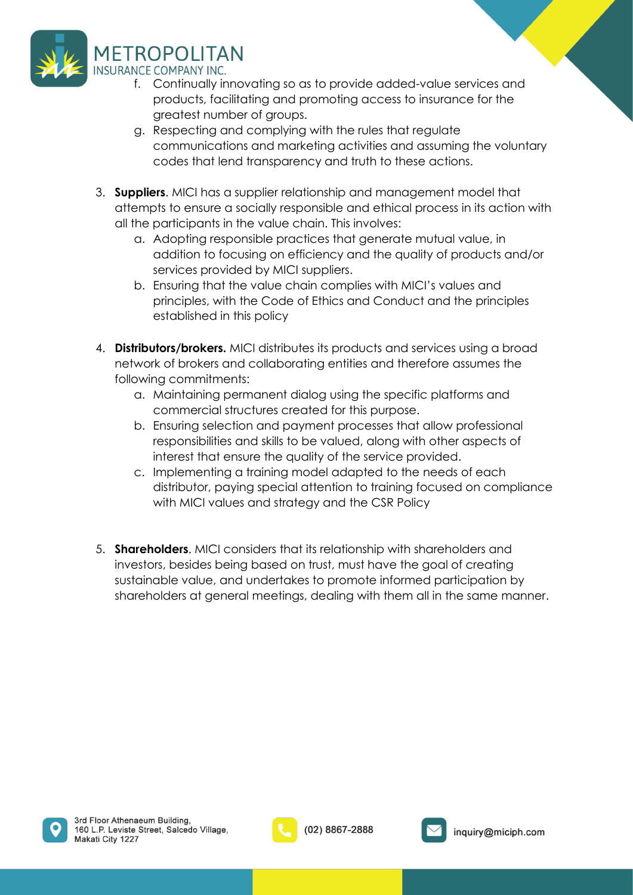f. Continually innovating so as to provide added-value services and products, facilitating and promoting access to insurance for the greatest number of groups.
g. Respecting and complying with the rules that regulate communications and marketing activities and assuming the voluntary codes that lend transparency and truth to these actions.

3. **Suppliers**. MICI has a supplier relationship and management model that attempts to ensure a socially responsible and ethical process in its action with all the participants in the value chain. This involves:
    a. Adopting responsible practices that generate mutual value, in addition to focusing on efficiency and the quality of products and/or services provided by MICI suppliers.
    b. Ensuring that the value chain complies with MICI's values and principles, with the Code of Ethics and Conduct and the principles established in this policy

4. **Distributors/brokers.** MICI distributes its products and services using a broad network of brokers and collaborating entities and therefore assumes the following commitments:
    a. Maintaining permanent dialog using the specific platforms and commercial structures created for this purpose.
    b. Ensuring selection and payment processes that allow professional responsibilities and skills to be valued, along with other aspects of interest that ensure the quality of the service provided.
    c. Implementing a training model adapted to the needs of each distributor, paying special attention to training focused on compliance with MICI values and strategy and the CSR Policy

5. **Shareholders**. MICI considers that its relationship with shareholders and investors, besides being based on trust, must have the goal of creating sustainable value, and undertakes to promote informed participation by shareholders at general meetings, dealing with them all in the same manner.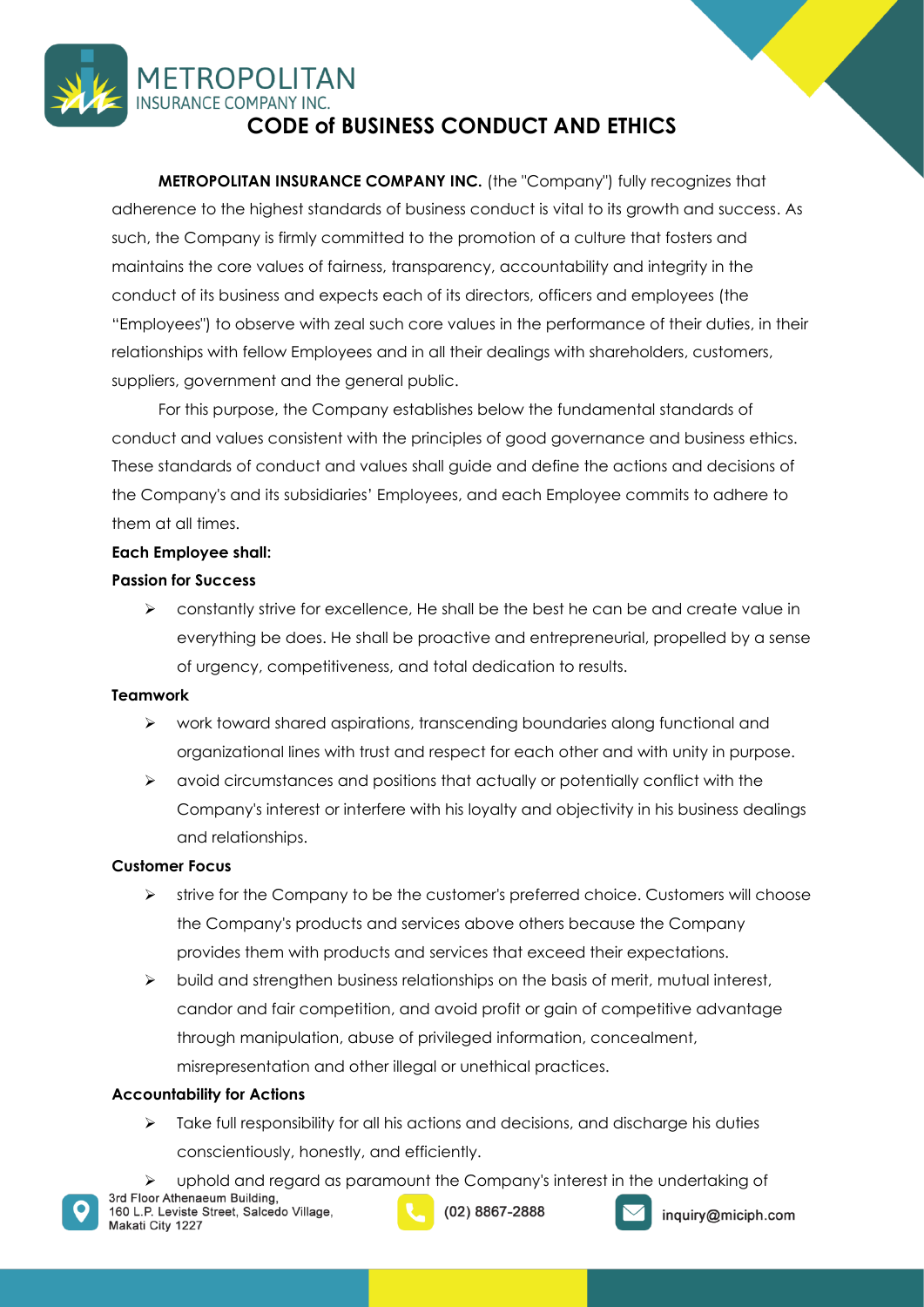# CODE of BUSINESS CONDUCT AND ETHICS

**METROPOLITAN INSURANCE COMPANY INC.** (the "Company") fully recognizes that adherence to the highest standards of business conduct is vital to its growth and success. As such, the Company is firmly committed to the promotion of a culture that fosters and maintains the core values of fairness, transparency, accountability and integrity in the conduct of its business and expects each of its directors, officers and employees (the "Employees") to observe with zeal such core values in the performance of their duties, in their relationships with fellow Employees and in all their dealings with shareholders, customers, suppliers, government and the general public.

For this purpose, the Company establishes below the fundamental standards of conduct and values consistent with the principles of good governance and business ethics. These standards of conduct and values shall guide and define the actions and decisions of the Company's and its subsidiaries' Employees, and each Employee commits to adhere to them at all times.

**Each Employee shall:**

**Passion for Success**

- constantly strive for excellence, He shall be the best he can be and create value in everything be does. He shall be proactive and entrepreneurial, propelled by a sense of urgency, competitiveness, and total dedication to results.

**Teamwork**

- work toward shared aspirations, transcending boundaries along functional and organizational lines with trust and respect for each other and with unity in purpose.
- avoid circumstances and positions that actually or potentially conflict with the Company's interest or interfere with his loyalty and objectivity in his business dealings and relationships.

**Customer Focus**

- strive for the Company to be the customer's preferred choice. Customers will choose the Company's products and services above others because the Company provides them with products and services that exceed their expectations.
- build and strengthen business relationships on the basis of merit, mutual interest, candor and fair competition, and avoid profit or gain of competitive advantage through manipulation, abuse of privileged information, concealment, misrepresentation and other illegal or unethical practices.

**Accountability for Actions**

- Take full responsibility for all his actions and decisions, and discharge his duties conscientiously, honestly, and efficiently.
- uphold and regard as paramount the Company's interest in the undertaking of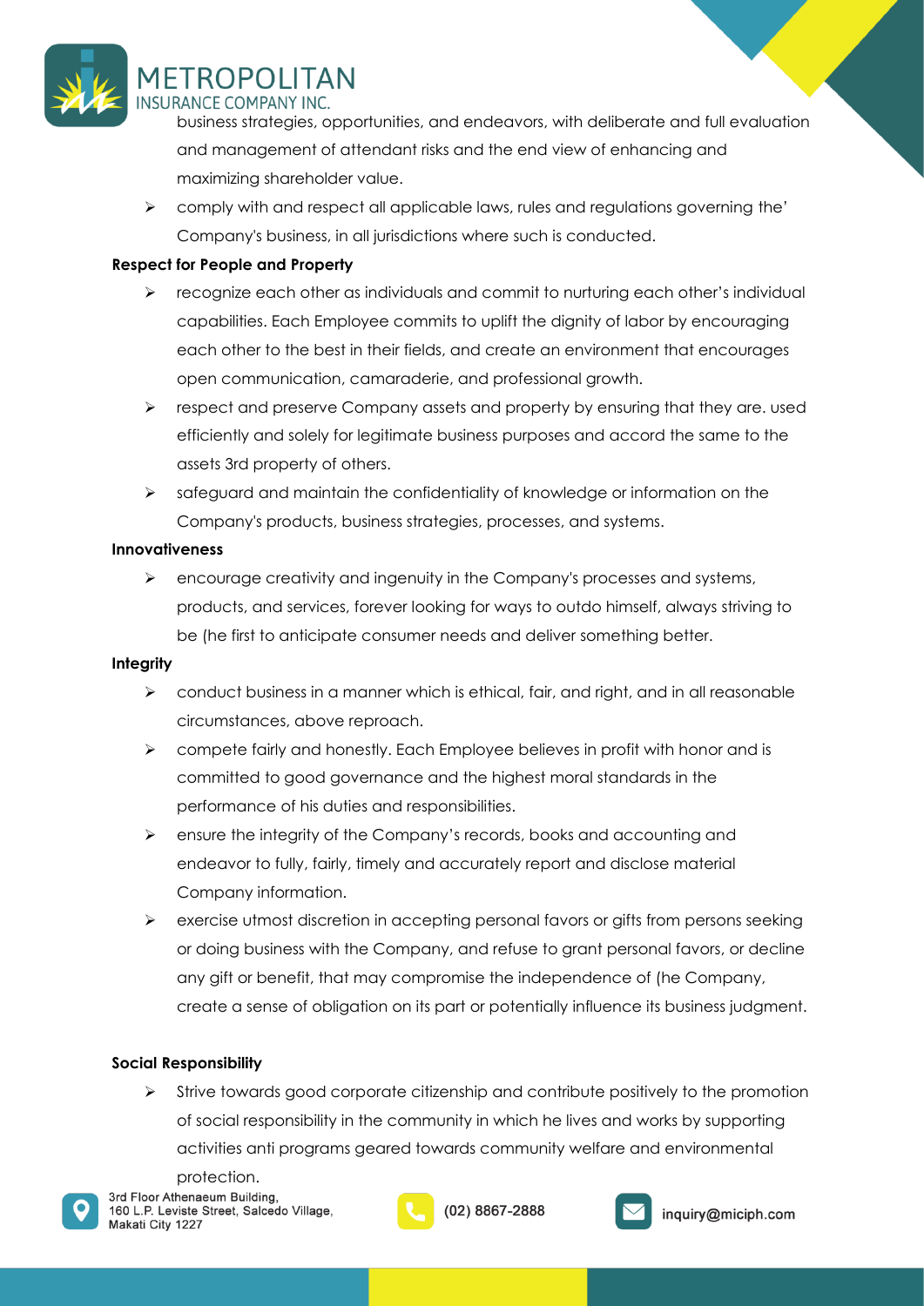business strategies, opportunities, and endeavors, with deliberate and full evaluation and management of attendant risks and the end view of enhancing and maximizing shareholder value.

- comply with and respect all applicable laws, rules and regulations governing the' Company's business, in all jurisdictions where such is conducted.

**Respect for People and Property**

- recognize each other as individuals and commit to nurturing each other's individual capabilities. Each Employee commits to uplift the dignity of labor by encouraging each other to the best in their fields, and create an environment that encourages open communication, camaraderie, and professional growth.
- respect and preserve Company assets and property by ensuring that they are. used efficiently and solely for legitimate business purposes and accord the same to the assets 3rd property of others.
- safeguard and maintain the confidentiality of knowledge or information on the Company's products, business strategies, processes, and systems.

**Innovativeness**

- encourage creativity and ingenuity in the Company's processes and systems, products, and services, forever looking for ways to outdo himself, always striving to be (he first to anticipate consumer needs and deliver something better.

**Integrity**

- conduct business in a manner which is ethical, fair, and right, and in all reasonable circumstances, above reproach.
- compete fairly and honestly. Each Employee believes in profit with honor and is committed to good governance and the highest moral standards in the performance of his duties and responsibilities.
- ensure the integrity of the Company's records, books and accounting and endeavor to fully, fairly, timely and accurately report and disclose material Company information.
- exercise utmost discretion in accepting personal favors or gifts from persons seeking or doing business with the Company, and refuse to grant personal favors, or decline any gift or benefit, that may compromise the independence of (he Company, create a sense of obligation on its part or potentially influence its business judgment.

**Social Responsibility**

- Strive towards good corporate citizenship and contribute positively to the promotion of social responsibility in the community in which he lives and works by supporting activities anti programs geared towards community welfare and environmental protection.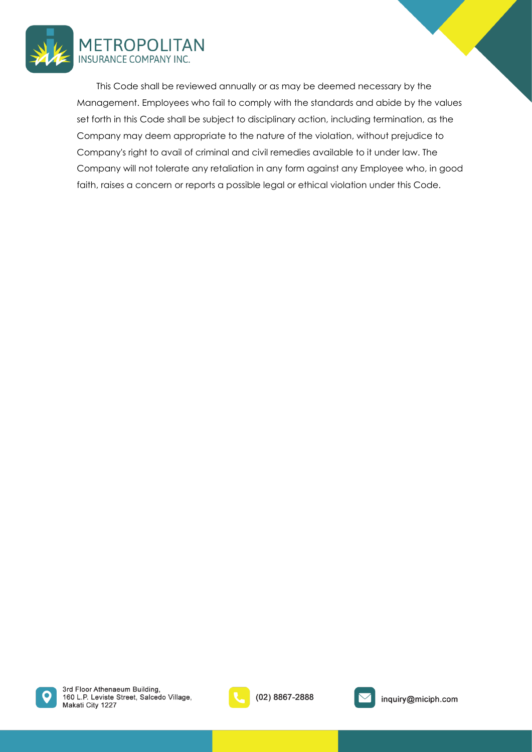This Code shall be reviewed annually or as may be deemed necessary by the Management. Employees who fail to comply with the standards and abide by the values set forth in this Code shall be subject to disciplinary action, including termination, as the Company may deem appropriate to the nature of the violation, without prejudice to Company's right to avail of criminal and civil remedies available to it under law. The Company will not tolerate any retaliation in any form against any Employee who, in good faith, raises a concern or reports a possible legal or ethical violation under this Code.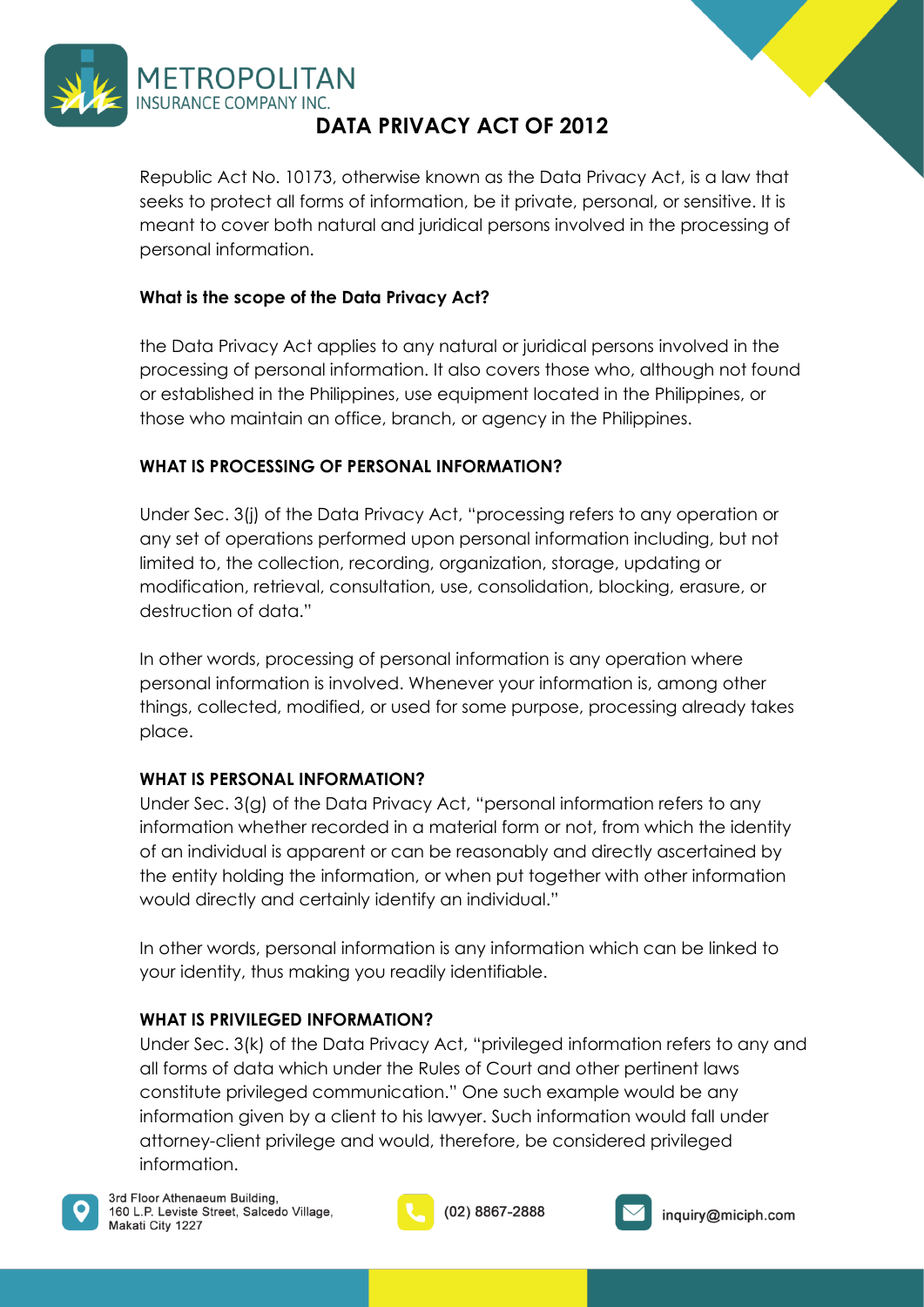## DATA PRIVACY ACT OF 2012

Republic Act No. 10173, otherwise known as the Data Privacy Act, is a law that seeks to protect all forms of information, be it private, personal, or sensitive. It is meant to cover both natural and juridical persons involved in the processing of personal information.

### What is the scope of the Data Privacy Act?

the Data Privacy Act applies to any natural or juridical persons involved in the processing of personal information. It also covers those who, although not found or established in the Philippines, use equipment located in the Philippines, or those who maintain an office, branch, or agency in the Philippines.

### WHAT IS PROCESSING OF PERSONAL INFORMATION?

Under Sec. 3(j) of the Data Privacy Act, "processing refers to any operation or any set of operations performed upon personal information including, but not limited to, the collection, recording, organization, storage, updating or modification, retrieval, consultation, use, consolidation, blocking, erasure, or destruction of data."

In other words, processing of personal information is any operation where personal information is involved. Whenever your information is, among other things, collected, modified, or used for some purpose, processing already takes place.

### WHAT IS PERSONAL INFORMATION?

Under Sec. 3(g) of the Data Privacy Act, "personal information refers to any information whether recorded in a material form or not, from which the identity of an individual is apparent or can be reasonably and directly ascertained by the entity holding the information, or when put together with other information would directly and certainly identify an individual."

In other words, personal information is any information which can be linked to your identity, thus making you readily identifiable.

### WHAT IS PRIVILEGED INFORMATION?

Under Sec. 3(k) of the Data Privacy Act, "privileged information refers to any and all forms of data which under the Rules of Court and other pertinent laws constitute privileged communication." One such example would be any information given by a client to his lawyer. Such information would fall under attorney-client privilege and would, therefore, be considered privileged information.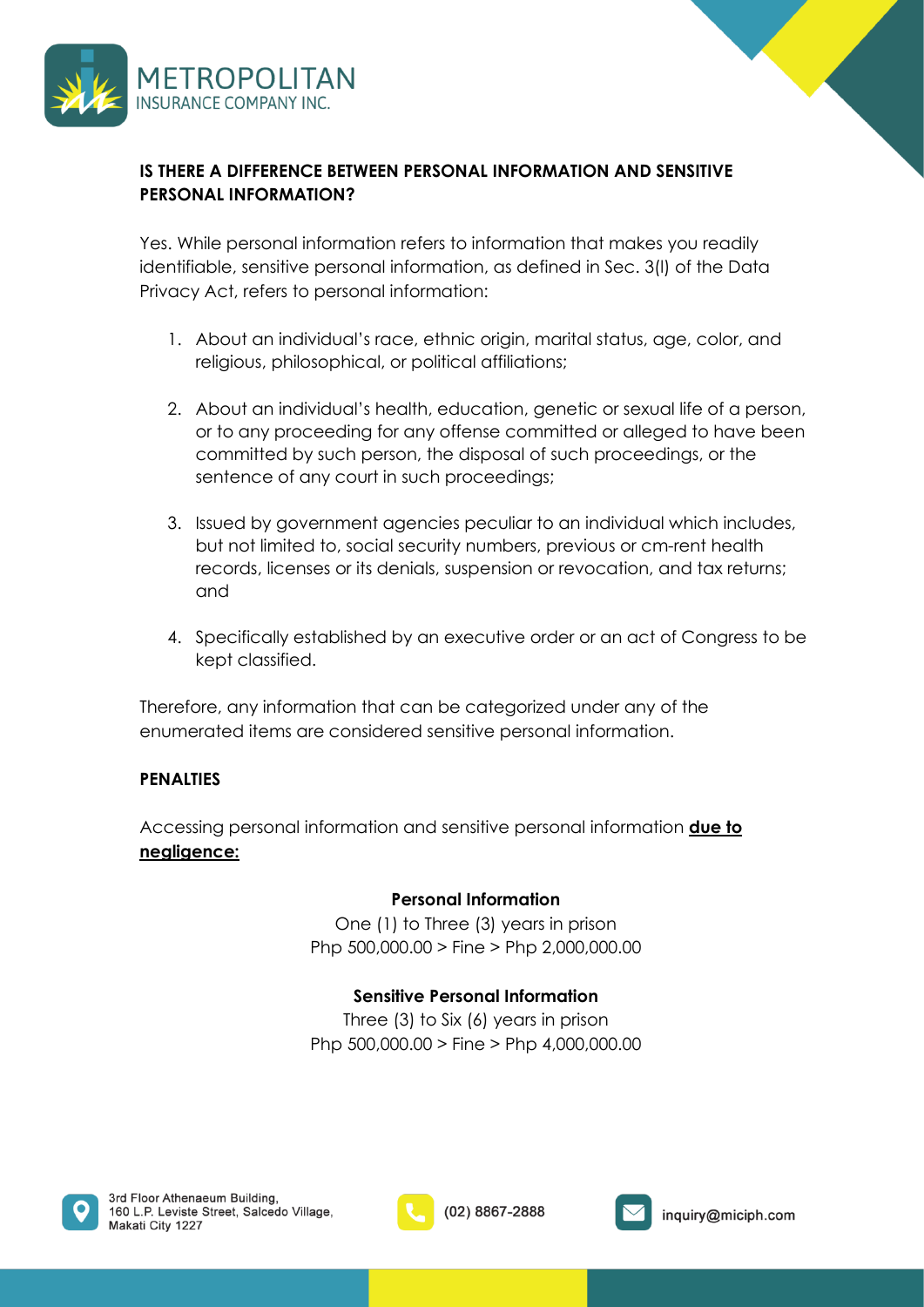**IS THERE A DIFFERENCE BETWEEN PERSONAL INFORMATION AND SENSITIVE PERSONAL INFORMATION?**

Yes. While personal information refers to information that makes you readily identifiable, sensitive personal information, as defined in Sec. 3(l) of the Data Privacy Act, refers to personal information:

1. About an individual's race, ethnic origin, marital status, age, color, and religious, philosophical, or political affiliations;

2. About an individual's health, education, genetic or sexual life of a person, or to any proceeding for any offense committed or alleged to have been committed by such person, the disposal of such proceedings, or the sentence of any court in such proceedings;

3. Issued by government agencies peculiar to an individual which includes, but not limited to, social security numbers, previous or cm-rent health records, licenses or its denials, suspension or revocation, and tax returns; and

4. Specifically established by an executive order or an act of Congress to be kept classified.

Therefore, any information that can be categorized under any of the enumerated items are considered sensitive personal information.

**PENALTIES**

Accessing personal information and sensitive personal information **due to negligence:**

**Personal Information**
One (1) to Three (3) years in prison
Php 500,000.00 > Fine > Php 2,000,000.00

**Sensitive Personal Information**
Three (3) to Six (6) years in prison
Php 500,000.00 > Fine > Php 4,000,000.00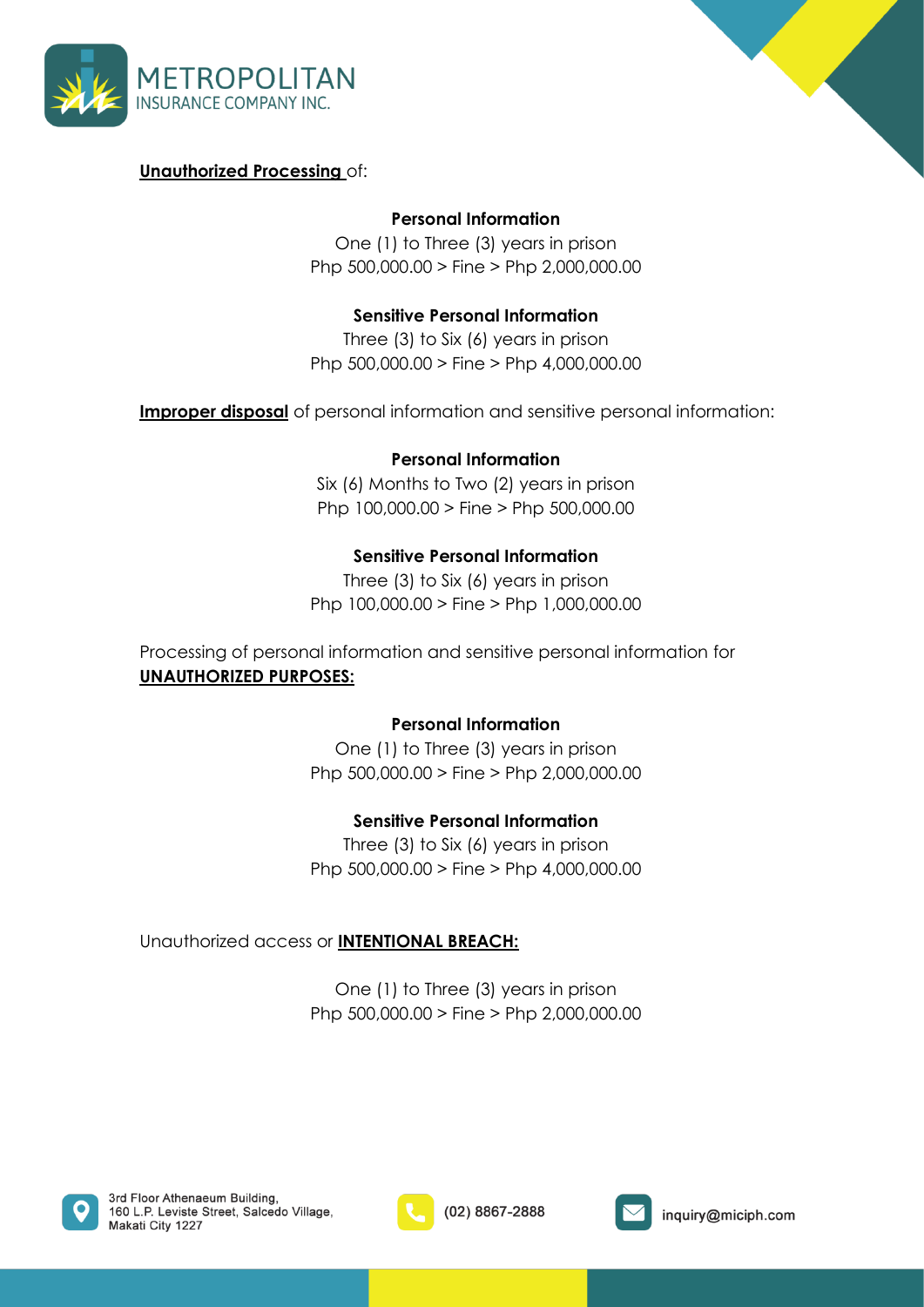**Unauthorized Processing** of:

**Personal Information**
One (1) to Three (3) years in prison
Php 500,000.00 > Fine > Php 2,000,000.00

**Sensitive Personal Information**
Three (3) to Six (6) years in prison
Php 500,000.00 > Fine > Php 4,000,000.00

**Improper disposal** of personal information and sensitive personal information:

**Personal Information**
Six (6) Months to Two (2) years in prison
Php 100,000.00 > Fine > Php 500,000.00

**Sensitive Personal Information**
Three (3) to Six (6) years in prison
Php 100,000.00 > Fine > Php 1,000,000.00

Processing of personal information and sensitive personal information for **UNAUTHORIZED PURPOSES:**

**Personal Information**
One (1) to Three (3) years in prison
Php 500,000.00 > Fine > Php 2,000,000.00

**Sensitive Personal Information**
Three (3) to Six (6) years in prison
Php 500,000.00 > Fine > Php 4,000,000.00

Unauthorized access or **INTENTIONAL BREACH:**

One (1) to Three (3) years in prison
Php 500,000.00 > Fine > Php 2,000,000.00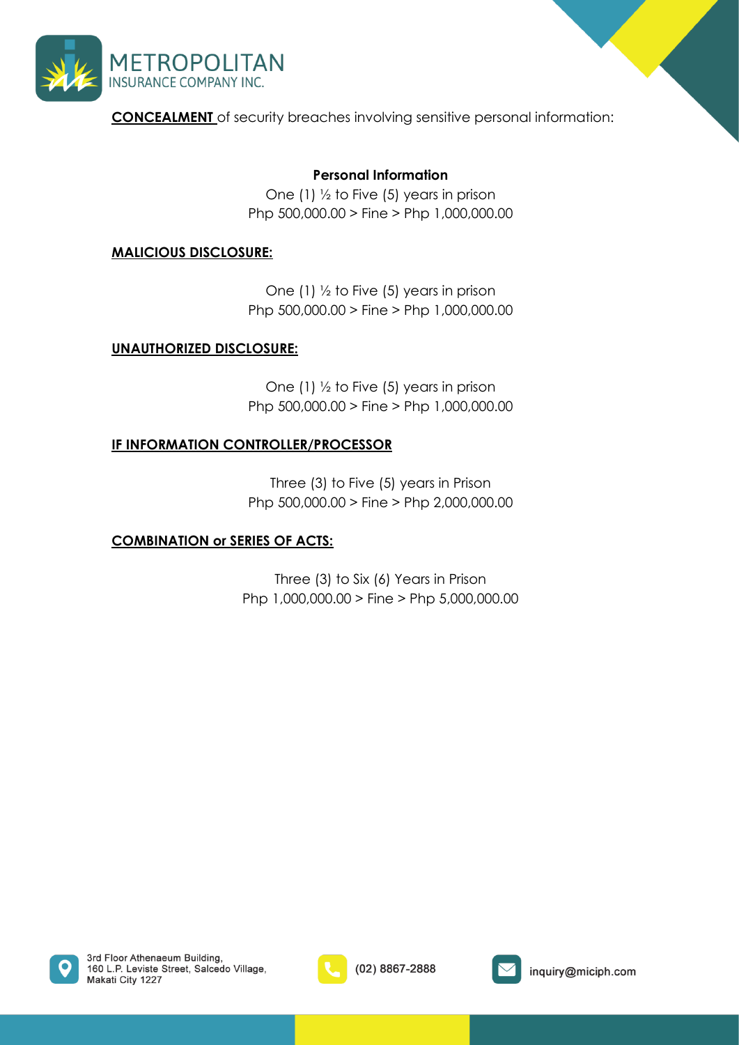**CONCEALMENT** of security breaches involving sensitive personal information:

**Personal Information**

One (1) ½ to Five (5) years in prison
Php 500,000.00 > Fine > Php 1,000,000.00

**MALICIOUS DISCLOSURE:**

One (1) ½ to Five (5) years in prison
Php 500,000.00 > Fine > Php 1,000,000.00

**UNAUTHORIZED DISCLOSURE:**

One (1) ½ to Five (5) years in prison
Php 500,000.00 > Fine > Php 1,000,000.00

**IF INFORMATION CONTROLLER/PROCESSOR**

Three (3) to Five (5) years in Prison
Php 500,000.00 > Fine > Php 2,000,000.00

**COMBINATION or SERIES OF ACTS:**

Three (3) to Six (6) Years in Prison
Php 1,000,000.00 > Fine > Php 5,000,000.00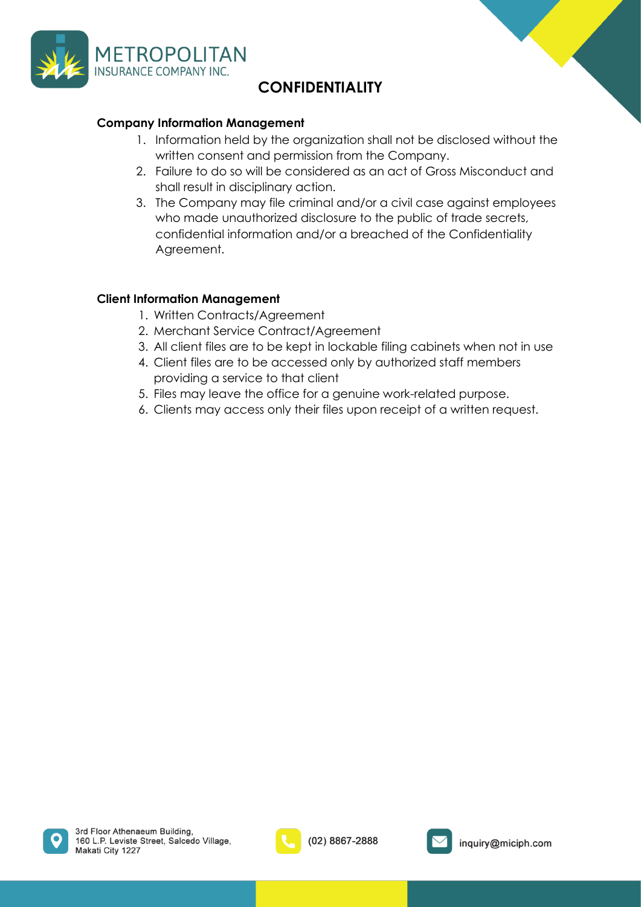# CONFIDENTIALITY

**Company Information Management**

1. Information held by the organization shall not be disclosed without the written consent and permission from the Company.
2. Failure to do so will be considered as an act of Gross Misconduct and shall result in disciplinary action.
3. The Company may file criminal and/or a civil case against employees who made unauthorized disclosure to the public of trade secrets, confidential information and/or a breached of the Confidentiality Agreement.

**Client Information Management**

1. Written Contracts/Agreement
2. Merchant Service Contract/Agreement
3. All client files are to be kept in lockable filing cabinets when not in use
4. Client files are to be accessed only by authorized staff members providing a service to that client
5. Files may leave the office for a genuine work-related purpose.
6. Clients may access only their files upon receipt of a written request.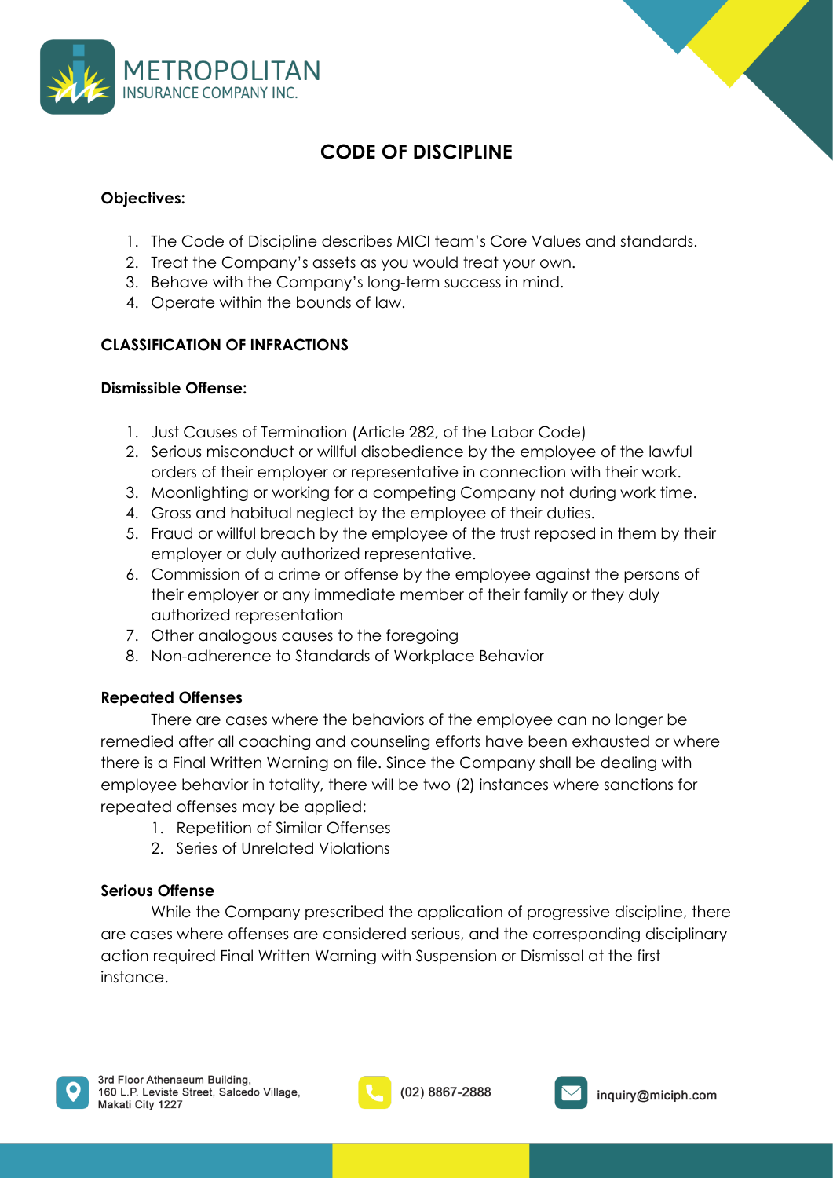# CODE OF DISCIPLINE

**Objectives:**

1. The Code of Discipline describes MICI team's Core Values and standards.
2. Treat the Company's assets as you would treat your own.
3. Behave with the Company's long-term success in mind.
4. Operate within the bounds of law.

**CLASSIFICATION OF INFRACTIONS**

**Dismissible Offense:**

1. Just Causes of Termination (Article 282, of the Labor Code)
2. Serious misconduct or willful disobedience by the employee of the lawful orders of their employer or representative in connection with their work.
3. Moonlighting or working for a competing Company not during work time.
4. Gross and habitual neglect by the employee of their duties.
5. Fraud or willful breach by the employee of the trust reposed in them by their employer or duly authorized representative.
6. Commission of a crime or offense by the employee against the persons of their employer or any immediate member of their family or they duly authorized representation
7. Other analogous causes to the foregoing
8. Non-adherence to Standards of Workplace Behavior

**Repeated Offenses**

There are cases where the behaviors of the employee can no longer be remedied after all coaching and counseling efforts have been exhausted or where there is a Final Written Warning on file. Since the Company shall be dealing with employee behavior in totality, there will be two (2) instances where sanctions for repeated offenses may be applied:

1. Repetition of Similar Offenses
2. Series of Unrelated Violations

**Serious Offense**

While the Company prescribed the application of progressive discipline, there are cases where offenses are considered serious, and the corresponding disciplinary action required Final Written Warning with Suspension or Dismissal at the first instance.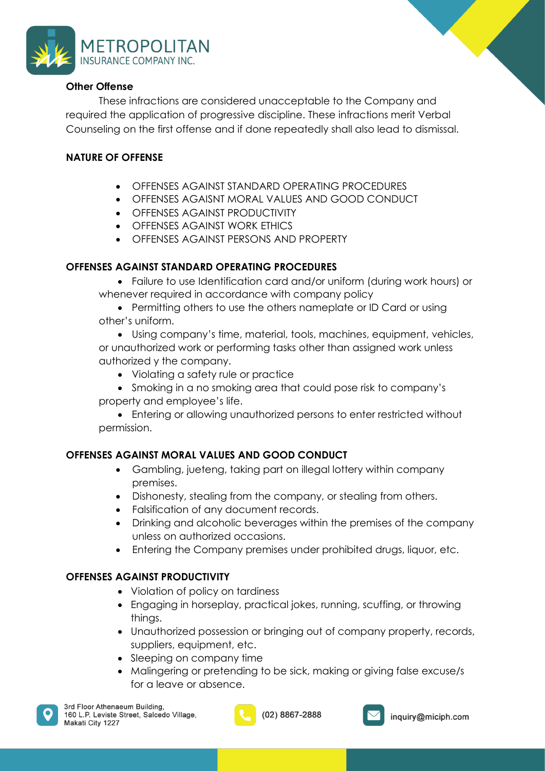**Other Offense**

These infractions are considered unacceptable to the Company and required the application of progressive discipline. These infractions merit Verbal Counseling on the first offense and if done repeatedly shall also lead to dismissal.

**NATURE OF OFFENSE**

- OFFENSES AGAINST STANDARD OPERATING PROCEDURES
- OFFENSES AGAISNT MORAL VALUES AND GOOD CONDUCT
- OFFENSES AGAINST PRODUCTIVITY
- OFFENSES AGAINST WORK ETHICS
- OFFENSES AGAINST PERSONS AND PROPERTY

**OFFENSES AGAINST STANDARD OPERATING PROCEDURES**

- Failure to use Identification card and/or uniform (during work hours) or whenever required in accordance with company policy
- Permitting others to use the others nameplate or ID Card or using other's uniform.
- Using company's time, material, tools, machines, equipment, vehicles, or unauthorized work or performing tasks other than assigned work unless authorized y the company.
- Violating a safety rule or practice
- Smoking in a no smoking area that could pose risk to company's property and employee's life.
- Entering or allowing unauthorized persons to enter restricted without permission.

**OFFENSES AGAINST MORAL VALUES AND GOOD CONDUCT**

- Gambling, jueteng, taking part on illegal lottery within company premises.
- Dishonesty, stealing from the company, or stealing from others.
- Falsification of any document records.
- Drinking and alcoholic beverages within the premises of the company unless on authorized occasions.
- Entering the Company premises under prohibited drugs, liquor, etc.

**OFFENSES AGAINST PRODUCTIVITY**

- Violation of policy on tardiness
- Engaging in horseplay, practical jokes, running, scuffing, or throwing things.
- Unauthorized possession or bringing out of company property, records, suppliers, equipment, etc.
- Sleeping on company time
- Malingering or pretending to be sick, making or giving false excuse/s for a leave or absence.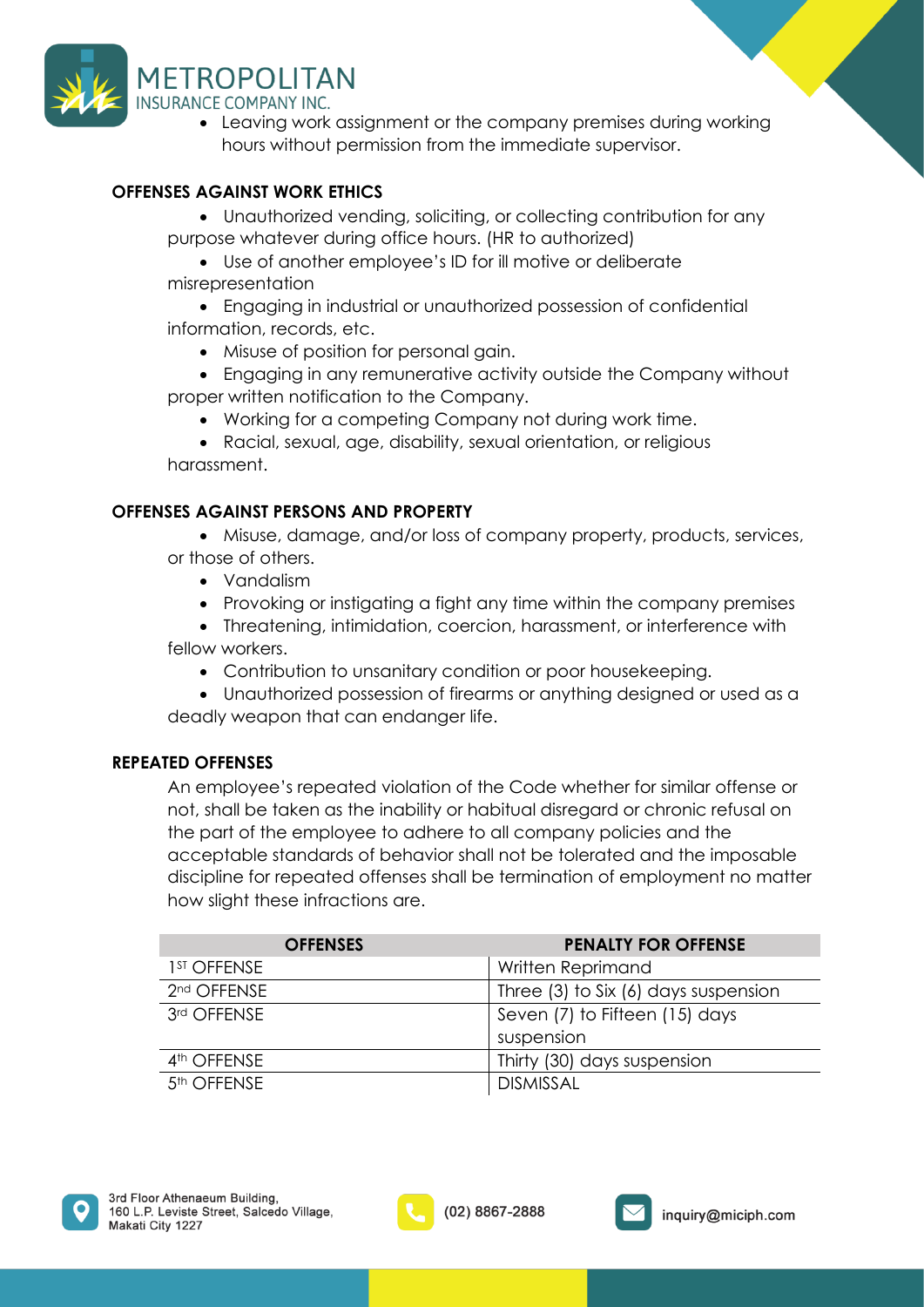- Leaving work assignment or the company premises during working hours without permission from the immediate supervisor.

**OFFENSES AGAINST WORK ETHICS**

- Unauthorized vending, soliciting, or collecting contribution for any purpose whatever during office hours. (HR to authorized)
- Use of another employee's ID for ill motive or deliberate misrepresentation
- Engaging in industrial or unauthorized possession of confidential information, records, etc.
- Misuse of position for personal gain.
- Engaging in any remunerative activity outside the Company without proper written notification to the Company.
- Working for a competing Company not during work time.
- Racial, sexual, age, disability, sexual orientation, or religious harassment.

**OFFENSES AGAINST PERSONS AND PROPERTY**

- Misuse, damage, and/or loss of company property, products, services, or those of others.
- Vandalism
- Provoking or instigating a fight any time within the company premises
- Threatening, intimidation, coercion, harassment, or interference with fellow workers.
- Contribution to unsanitary condition or poor housekeeping.
- Unauthorized possession of firearms or anything designed or used as a deadly weapon that can endanger life.

**REPEATED OFFENSES**

An employee's repeated violation of the Code whether for similar offense or not, shall be taken as the inability or habitual disregard or chronic refusal on the part of the employee to adhere to all company policies and the acceptable standards of behavior shall not be tolerated and the imposable discipline for repeated offenses shall be termination of employment no matter how slight these infractions are.

| OFFENSES | PENALTY FOR OFFENSE |
| --- | --- |
| 1ST OFFENSE | Written Reprimand |
| 2nd OFFENSE | Three (3) to Six (6) days suspension |
| 3rd OFFENSE | Seven (7) to Fifteen (15) days suspension |
| 4th OFFENSE | Thirty (30) days suspension |
| 5th OFFENSE | DISMISSAL |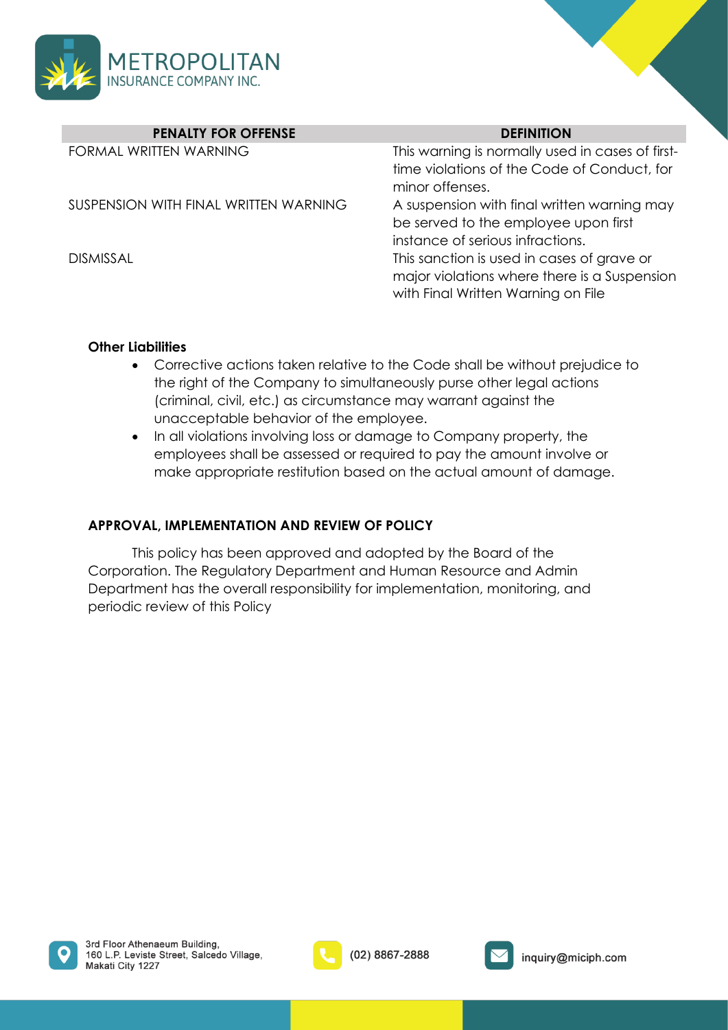| PENALTY FOR OFFENSE | DEFINITION |
| --- | --- |
| FORMAL WRITTEN WARNING | This warning is normally used in cases of first-time violations of the Code of Conduct, for minor offenses. |
| SUSPENSION WITH FINAL WRITTEN WARNING | A suspension with final written warning may be served to the employee upon first instance of serious infractions. |
| DISMISSAL | This sanction is used in cases of grave or major violations where there is a Suspension with Final Written Warning on File |

**Other Liabilities**

- Corrective actions taken relative to the Code shall be without prejudice to the right of the Company to simultaneously purse other legal actions (criminal, civil, etc.) as circumstance may warrant against the unacceptable behavior of the employee.
- In all violations involving loss or damage to Company property, the employees shall be assessed or required to pay the amount involve or make appropriate restitution based on the actual amount of damage.

**APPROVAL, IMPLEMENTATION AND REVIEW OF POLICY**

This policy has been approved and adopted by the Board of the Corporation. The Regulatory Department and Human Resource and Admin Department has the overall responsibility for implementation, monitoring, and periodic review of this Policy